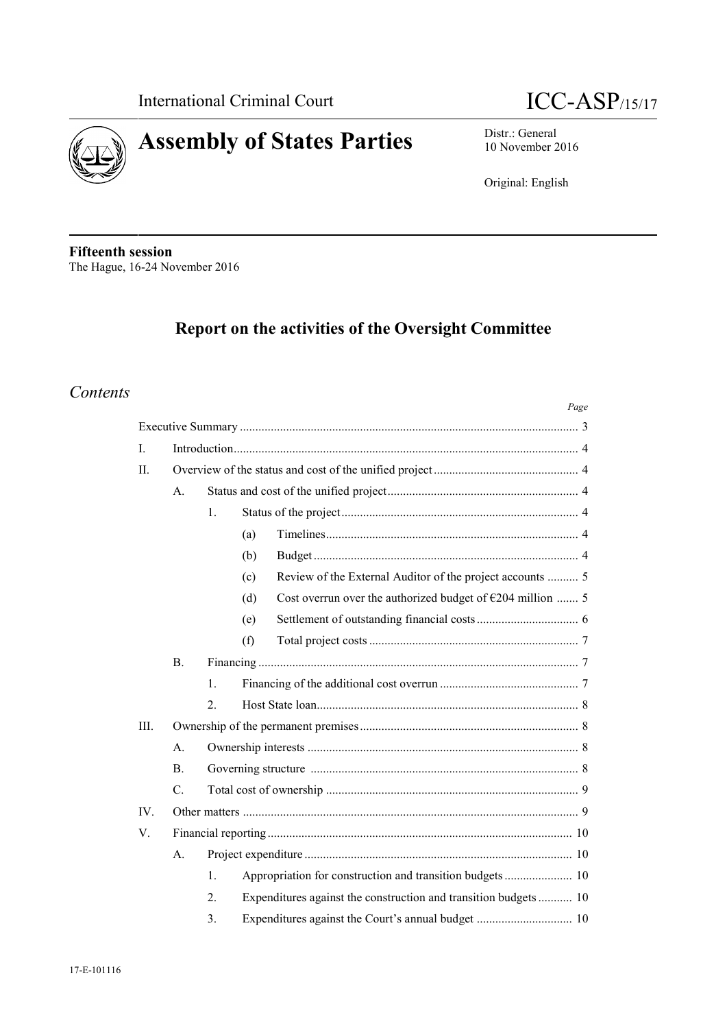International Criminal Court

ICC-ASP/15/17

# Assembly of States Parties

Distr.: General
10 November 2016

Original: English

**Fifteenth session**
The Hague, 16-24 November 2016

## Report on the activities of the Oversight Committee

## *Contents*

| | | | | | *Page* |
|---|---|---|---|---|---|
| | Executive Summary | | | | 3 |
| I. | Introduction | | | | 4 |
| II. | Overview of the status and cost of the unified project | | | | 4 |
| | A. | Status and cost of the unified project | | | 4 |
| | | 1. | Status of the project | | 4 |
| | | | (a) | Timelines | 4 |
| | | | (b) | Budget | 4 |
| | | | (c) | Review of the External Auditor of the project accounts | 5 |
| | | | (d) | Cost overrun over the authorized budget of €204 million | 5 |
| | | | (e) | Settlement of outstanding financial costs | 6 |
| | | | (f) | Total project costs | 7 |
| | B. | Financing | | | 7 |
| | | 1. | Financing of the additional cost overrun | | 7 |
| | | 2. | Host State loan | | 8 |
| III. | Ownership of the permanent premises | | | | 8 |
| | A. | Ownership interests | | | 8 |
| | B. | Governing structure | | | 8 |
| | C. | Total cost of ownership | | | 9 |
| IV. | Other matters | | | | 9 |
| V. | Financial reporting | | | | 10 |
| | A. | Project expenditure | | | 10 |
| | | 1. | Appropriation for construction and transition budgets | | 10 |
| | | 2. | Expenditures against the construction and transition budgets | | 10 |
| | | 3. | Expenditures against the Court's annual budget | | 10 |

17-E-101116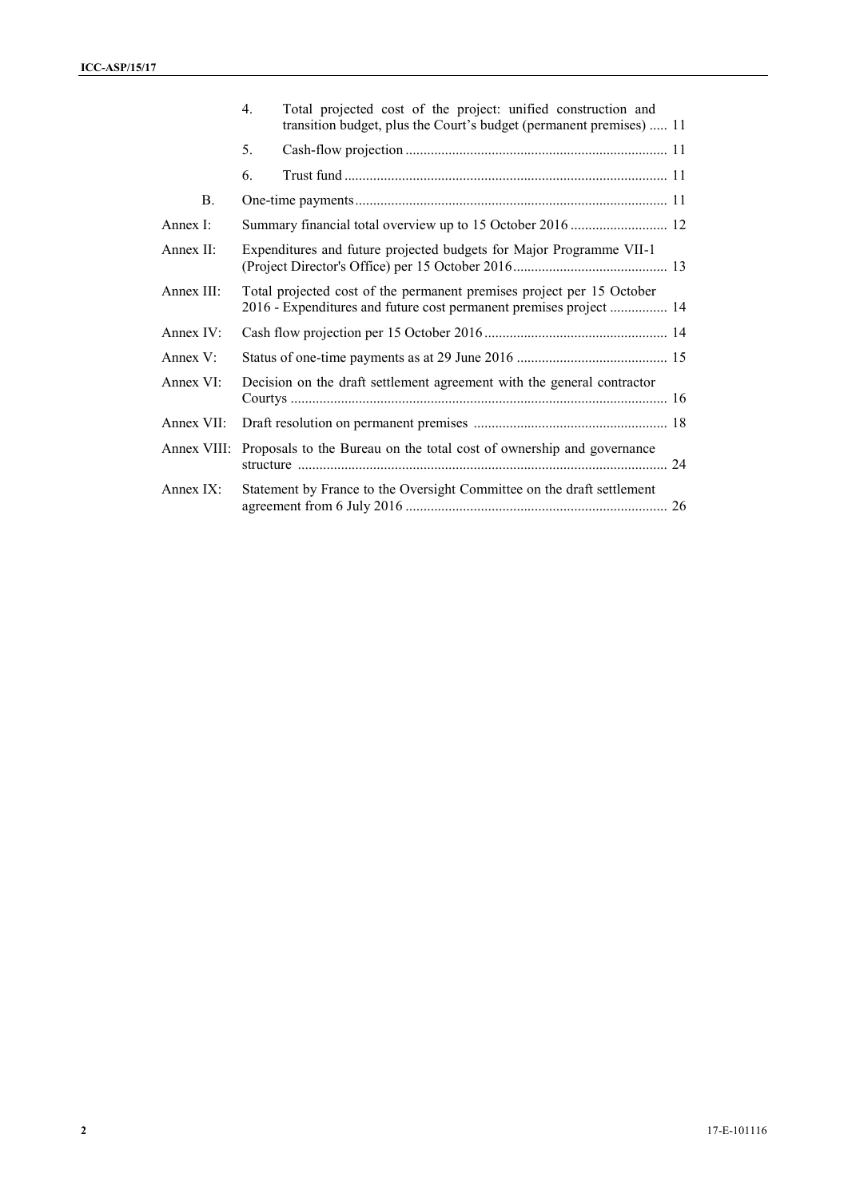| | | |
|---|---|---|
| | 4. Total projected cost of the project: unified construction and transition budget, plus the Court's budget (permanent premises) | 11 |
| | 5. Cash-flow projection | 11 |
| | 6. Trust fund | 11 |
| B. | One-time payments | 11 |
| Annex I: | Summary financial total overview up to 15 October 2016 | 12 |
| Annex II: | Expenditures and future projected budgets for Major Programme VII-1 (Project Director's Office) per 15 October 2016 | 13 |
| Annex III: | Total projected cost of the permanent premises project per 15 October 2016 - Expenditures and future cost permanent premises project | 14 |
| Annex IV: | Cash flow projection per 15 October 2016 | 14 |
| Annex V: | Status of one-time payments as at 29 June 2016 | 15 |
| Annex VI: | Decision on the draft settlement agreement with the general contractor Courtys | 16 |
| Annex VII: | Draft resolution on permanent premises | 18 |
| Annex VIII: | Proposals to the Bureau on the total cost of ownership and governance structure | 24 |
| Annex IX: | Statement by France to the Oversight Committee on the draft settlement agreement from 6 July 2016 | 26 |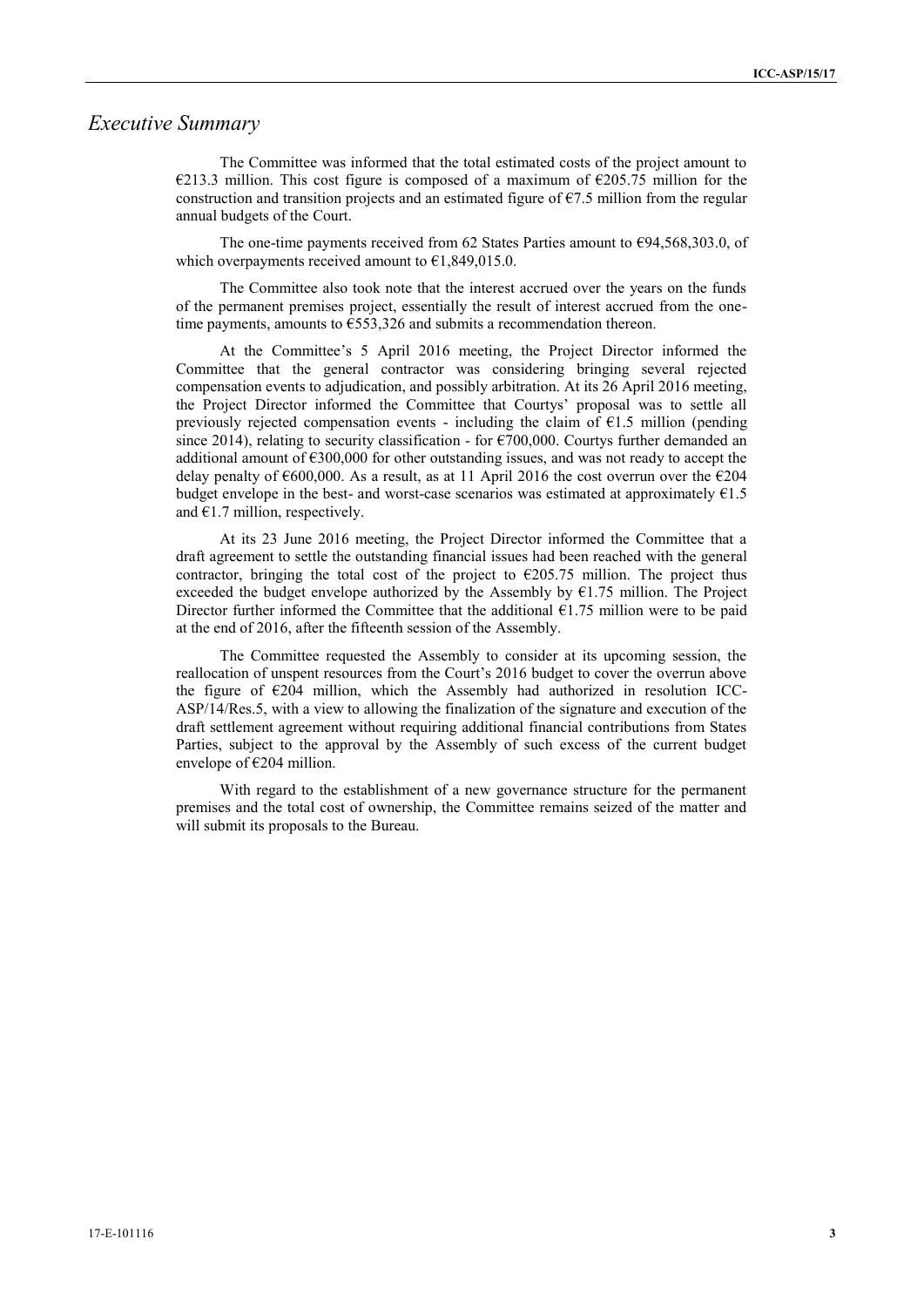# *Executive Summary*

The Committee was informed that the total estimated costs of the project amount to €213.3 million. This cost figure is composed of a maximum of €205.75 million for the construction and transition projects and an estimated figure of €7.5 million from the regular annual budgets of the Court.

The one-time payments received from 62 States Parties amount to €94,568,303.0, of which overpayments received amount to €1,849,015.0.

The Committee also took note that the interest accrued over the years on the funds of the permanent premises project, essentially the result of interest accrued from the one-time payments, amounts to €553,326 and submits a recommendation thereon.

At the Committee's 5 April 2016 meeting, the Project Director informed the Committee that the general contractor was considering bringing several rejected compensation events to adjudication, and possibly arbitration. At its 26 April 2016 meeting, the Project Director informed the Committee that Courtys' proposal was to settle all previously rejected compensation events - including the claim of €1.5 million (pending since 2014), relating to security classification - for €700,000. Courtys further demanded an additional amount of €300,000 for other outstanding issues, and was not ready to accept the delay penalty of €600,000. As a result, as at 11 April 2016 the cost overrun over the €204 budget envelope in the best- and worst-case scenarios was estimated at approximately €1.5 and €1.7 million, respectively.

At its 23 June 2016 meeting, the Project Director informed the Committee that a draft agreement to settle the outstanding financial issues had been reached with the general contractor, bringing the total cost of the project to €205.75 million. The project thus exceeded the budget envelope authorized by the Assembly by €1.75 million. The Project Director further informed the Committee that the additional €1.75 million were to be paid at the end of 2016, after the fifteenth session of the Assembly.

The Committee requested the Assembly to consider at its upcoming session, the reallocation of unspent resources from the Court's 2016 budget to cover the overrun above the figure of €204 million, which the Assembly had authorized in resolution ICC-ASP/14/Res.5, with a view to allowing the finalization of the signature and execution of the draft settlement agreement without requiring additional financial contributions from States Parties, subject to the approval by the Assembly of such excess of the current budget envelope of €204 million.

With regard to the establishment of a new governance structure for the permanent premises and the total cost of ownership, the Committee remains seized of the matter and will submit its proposals to the Bureau.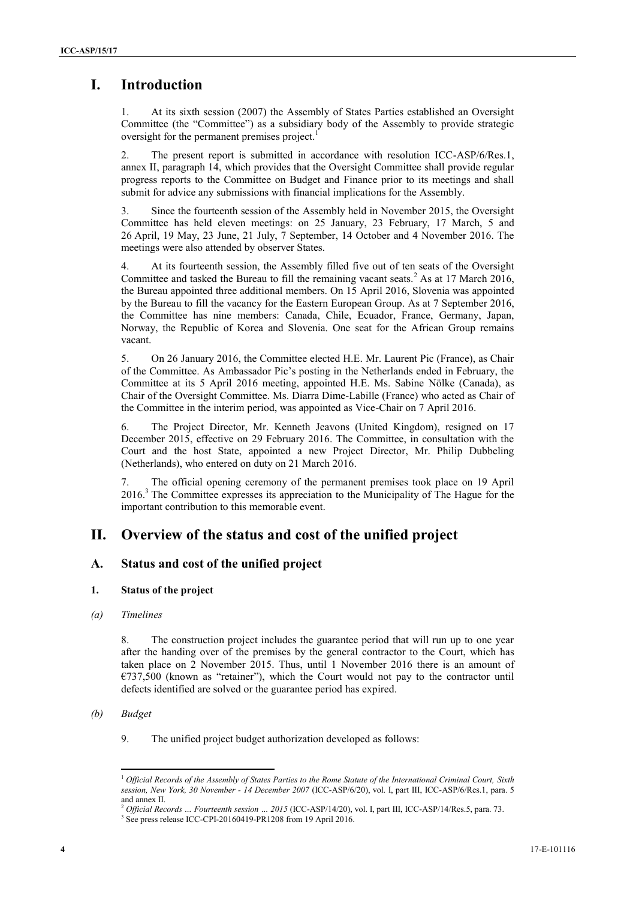# I. Introduction

1. At its sixth session (2007) the Assembly of States Parties established an Oversight Committee (the "Committee") as a subsidiary body of the Assembly to provide strategic oversight for the permanent premises project.[1]

2. The present report is submitted in accordance with resolution ICC-ASP/6/Res.1, annex II, paragraph 14, which provides that the Oversight Committee shall provide regular progress reports to the Committee on Budget and Finance prior to its meetings and shall submit for advice any submissions with financial implications for the Assembly.

3. Since the fourteenth session of the Assembly held in November 2015, the Oversight Committee has held eleven meetings: on 25 January, 23 February, 17 March, 5 and 26 April, 19 May, 23 June, 21 July, 7 September, 14 October and 4 November 2016. The meetings were also attended by observer States.

4. At its fourteenth session, the Assembly filled five out of ten seats of the Oversight Committee and tasked the Bureau to fill the remaining vacant seats.[2] As at 17 March 2016, the Bureau appointed three additional members. On 15 April 2016, Slovenia was appointed by the Bureau to fill the vacancy for the Eastern European Group. As at 7 September 2016, the Committee has nine members: Canada, Chile, Ecuador, France, Germany, Japan, Norway, the Republic of Korea and Slovenia. One seat for the African Group remains vacant.

5. On 26 January 2016, the Committee elected H.E. Mr. Laurent Pic (France), as Chair of the Committee. As Ambassador Pic's posting in the Netherlands ended in February, the Committee at its 5 April 2016 meeting, appointed H.E. Ms. Sabine Nölke (Canada), as Chair of the Oversight Committee. Ms. Diarra Dime-Labille (France) who acted as Chair of the Committee in the interim period, was appointed as Vice-Chair on 7 April 2016.

6. The Project Director, Mr. Kenneth Jeavons (United Kingdom), resigned on 17 December 2015, effective on 29 February 2016. The Committee, in consultation with the Court and the host State, appointed a new Project Director, Mr. Philip Dubbeling (Netherlands), who entered on duty on 21 March 2016.

7. The official opening ceremony of the permanent premises took place on 19 April 2016.[3] The Committee expresses its appreciation to the Municipality of The Hague for the important contribution to this memorable event.

# II. Overview of the status and cost of the unified project

## A. Status and cost of the unified project

### 1. Status of the project

#### *(a) Timelines*

8. The construction project includes the guarantee period that will run up to one year after the handing over of the premises by the general contractor to the Court, which has taken place on 2 November 2015. Thus, until 1 November 2016 there is an amount of €737,500 (known as "retainer"), which the Court would not pay to the contractor until defects identified are solved or the guarantee period has expired.

#### *(b) Budget*

9. The unified project budget authorization developed as follows:

---

[1] *Official Records of the Assembly of States Parties to the Rome Statute of the International Criminal Court, Sixth session, New York, 30 November - 14 December 2007* (ICC-ASP/6/20), vol. I, part III, ICC-ASP/6/Res.1, para. 5 and annex II.

[2] *Official Records … Fourteenth session … 2015* (ICC-ASP/14/20), vol. I, part III, ICC-ASP/14/Res.5, para. 73.

[3] See press release ICC-CPI-20160419-PR1208 from 19 April 2016.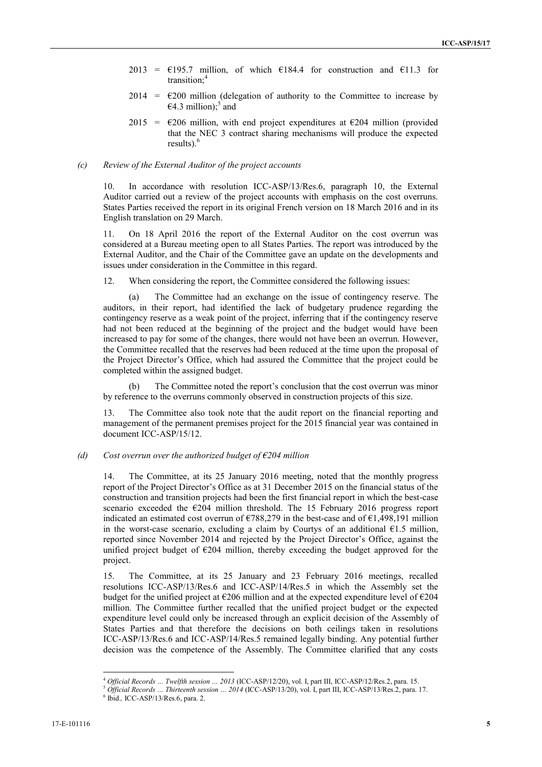- 2013 = €195.7 million, of which €184.4 for construction and €11.3 for transition;[4]
- 2014 = €200 million (delegation of authority to the Committee to increase by €4.3 million);[5] and
- 2015 = €206 million, with end project expenditures at €204 million (provided that the NEC 3 contract sharing mechanisms will produce the expected results).[6]

### *(c) Review of the External Auditor of the project accounts*

10. In accordance with resolution ICC-ASP/13/Res.6, paragraph 10, the External Auditor carried out a review of the project accounts with emphasis on the cost overruns. States Parties received the report in its original French version on 18 March 2016 and in its English translation on 29 March.

11. On 18 April 2016 the report of the External Auditor on the cost overrun was considered at a Bureau meeting open to all States Parties. The report was introduced by the External Auditor, and the Chair of the Committee gave an update on the developments and issues under consideration in the Committee in this regard.

12. When considering the report, the Committee considered the following issues:

(a) The Committee had an exchange on the issue of contingency reserve. The auditors, in their report, had identified the lack of budgetary prudence regarding the contingency reserve as a weak point of the project, inferring that if the contingency reserve had not been reduced at the beginning of the project and the budget would have been increased to pay for some of the changes, there would not have been an overrun. However, the Committee recalled that the reserves had been reduced at the time upon the proposal of the Project Director's Office, which had assured the Committee that the project could be completed within the assigned budget.

(b) The Committee noted the report's conclusion that the cost overrun was minor by reference to the overruns commonly observed in construction projects of this size.

13. The Committee also took note that the audit report on the financial reporting and management of the permanent premises project for the 2015 financial year was contained in document ICC-ASP/15/12.

### *(d) Cost overrun over the authorized budget of €204 million*

14. The Committee, at its 25 January 2016 meeting, noted that the monthly progress report of the Project Director's Office as at 31 December 2015 on the financial status of the construction and transition projects had been the first financial report in which the best-case scenario exceeded the €204 million threshold. The 15 February 2016 progress report indicated an estimated cost overrun of €788,279 in the best-case and of €1,498,191 million in the worst-case scenario, excluding a claim by Courtys of an additional €1.5 million, reported since November 2014 and rejected by the Project Director's Office, against the unified project budget of €204 million, thereby exceeding the budget approved for the project.

15. The Committee, at its 25 January and 23 February 2016 meetings, recalled resolutions ICC-ASP/13/Res.6 and ICC-ASP/14/Res.5 in which the Assembly set the budget for the unified project at €206 million and at the expected expenditure level of €204 million. The Committee further recalled that the unified project budget or the expected expenditure level could only be increased through an explicit decision of the Assembly of States Parties and that therefore the decisions on both ceilings taken in resolutions ICC-ASP/13/Res.6 and ICC-ASP/14/Res.5 remained legally binding. Any potential further decision was the competence of the Assembly. The Committee clarified that any costs

---

[4] *Official Records … Twelfth session … 2013* (ICC-ASP/12/20), vol. I, part III, ICC-ASP/12/Res.2, para. 15.

[5] *Official Records … Thirteenth session … 2014* (ICC-ASP/13/20), vol. I, part III, ICC-ASP/13/Res.2, para. 17.

[6] Ibid.*,* ICC-ASP/13/Res.6, para. 2.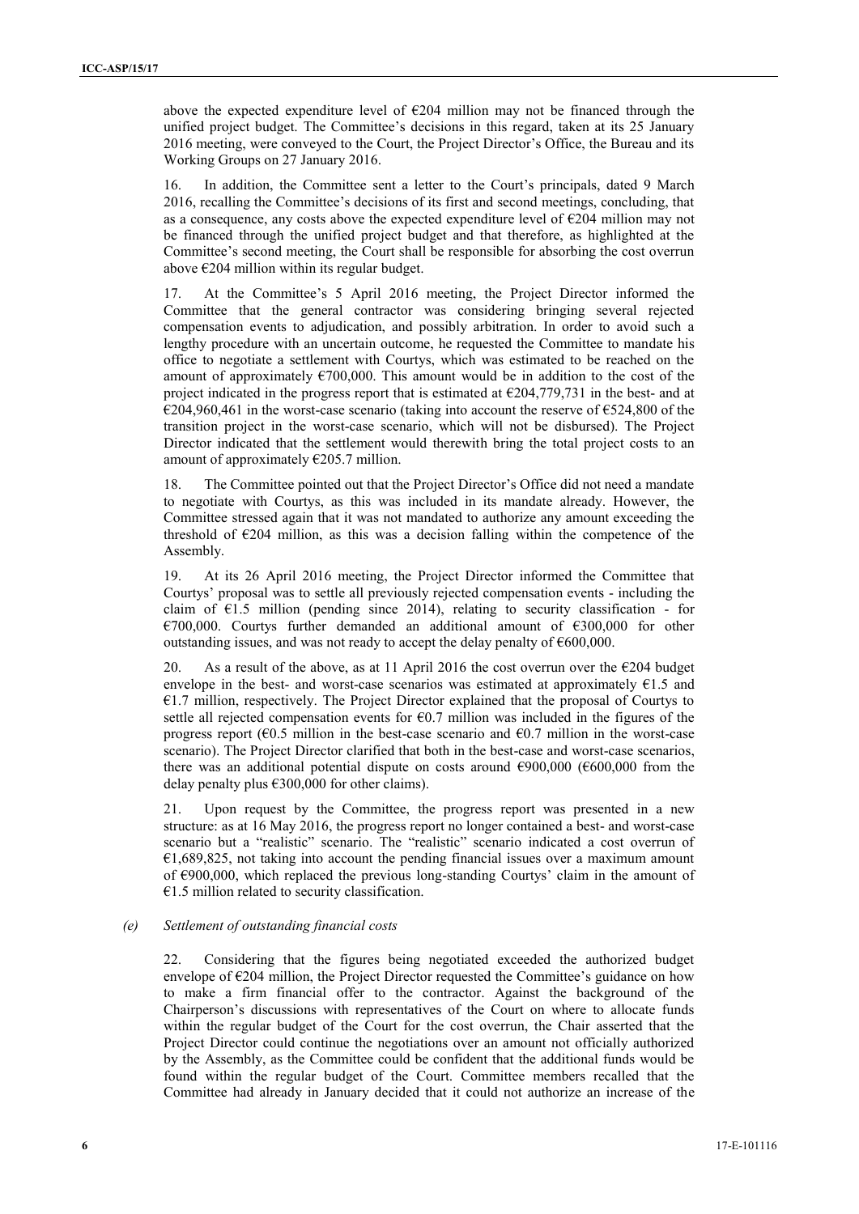above the expected expenditure level of €204 million may not be financed through the unified project budget. The Committee's decisions in this regard, taken at its 25 January 2016 meeting, were conveyed to the Court, the Project Director's Office, the Bureau and its Working Groups on 27 January 2016.

16. In addition, the Committee sent a letter to the Court's principals, dated 9 March 2016, recalling the Committee's decisions of its first and second meetings, concluding, that as a consequence, any costs above the expected expenditure level of €204 million may not be financed through the unified project budget and that therefore, as highlighted at the Committee's second meeting, the Court shall be responsible for absorbing the cost overrun above €204 million within its regular budget.

17. At the Committee's 5 April 2016 meeting, the Project Director informed the Committee that the general contractor was considering bringing several rejected compensation events to adjudication, and possibly arbitration. In order to avoid such a lengthy procedure with an uncertain outcome, he requested the Committee to mandate his office to negotiate a settlement with Courtys, which was estimated to be reached on the amount of approximately €700,000. This amount would be in addition to the cost of the project indicated in the progress report that is estimated at €204,779,731 in the best- and at €204,960,461 in the worst-case scenario (taking into account the reserve of €524,800 of the transition project in the worst-case scenario, which will not be disbursed). The Project Director indicated that the settlement would therewith bring the total project costs to an amount of approximately €205.7 million.

18. The Committee pointed out that the Project Director's Office did not need a mandate to negotiate with Courtys, as this was included in its mandate already. However, the Committee stressed again that it was not mandated to authorize any amount exceeding the threshold of €204 million, as this was a decision falling within the competence of the Assembly.

19. At its 26 April 2016 meeting, the Project Director informed the Committee that Courtys' proposal was to settle all previously rejected compensation events - including the claim of €1.5 million (pending since 2014), relating to security classification - for €700,000. Courtys further demanded an additional amount of €300,000 for other outstanding issues, and was not ready to accept the delay penalty of €600,000.

20. As a result of the above, as at 11 April 2016 the cost overrun over the €204 budget envelope in the best- and worst-case scenarios was estimated at approximately €1.5 and €1.7 million, respectively. The Project Director explained that the proposal of Courtys to settle all rejected compensation events for €0.7 million was included in the figures of the progress report (€0.5 million in the best-case scenario and €0.7 million in the worst-case scenario). The Project Director clarified that both in the best-case and worst-case scenarios, there was an additional potential dispute on costs around €900,000 (€600,000 from the delay penalty plus €300,000 for other claims).

21. Upon request by the Committee, the progress report was presented in a new structure: as at 16 May 2016, the progress report no longer contained a best- and worst-case scenario but a "realistic" scenario. The "realistic" scenario indicated a cost overrun of €1,689,825, not taking into account the pending financial issues over a maximum amount of €900,000, which replaced the previous long-standing Courtys' claim in the amount of €1.5 million related to security classification.

*(e) Settlement of outstanding financial costs*

22. Considering that the figures being negotiated exceeded the authorized budget envelope of €204 million, the Project Director requested the Committee's guidance on how to make a firm financial offer to the contractor. Against the background of the Chairperson's discussions with representatives of the Court on where to allocate funds within the regular budget of the Court for the cost overrun, the Chair asserted that the Project Director could continue the negotiations over an amount not officially authorized by the Assembly, as the Committee could be confident that the additional funds would be found within the regular budget of the Court. Committee members recalled that the Committee had already in January decided that it could not authorize an increase of the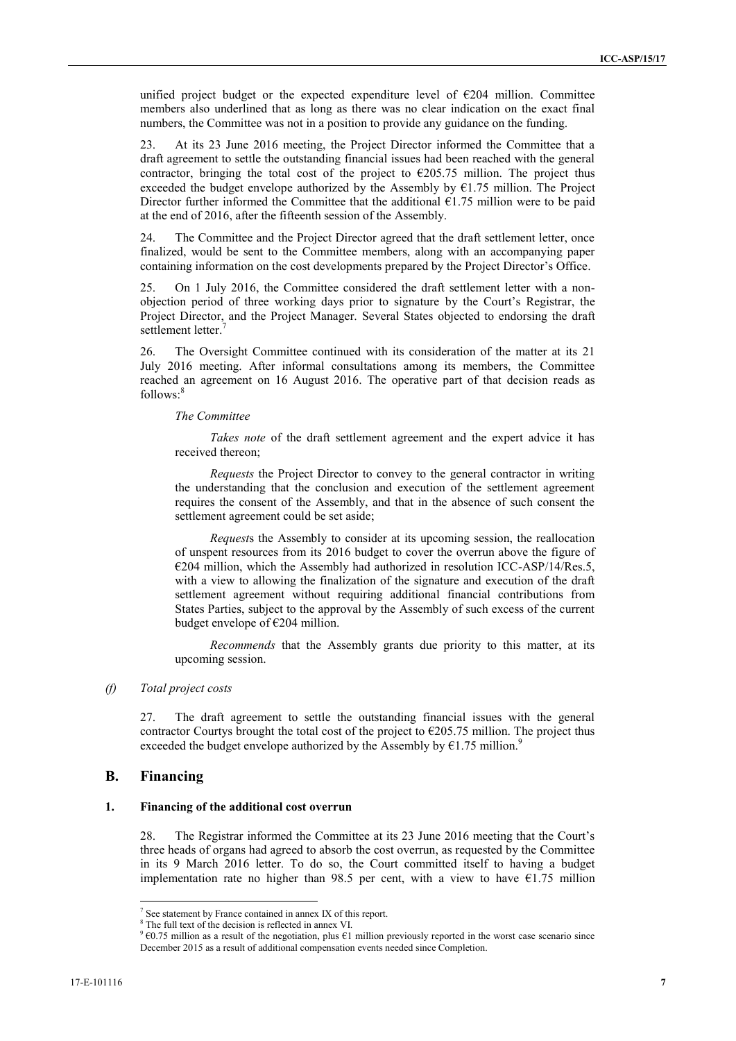unified project budget or the expected expenditure level of €204 million. Committee members also underlined that as long as there was no clear indication on the exact final numbers, the Committee was not in a position to provide any guidance on the funding.

23. At its 23 June 2016 meeting, the Project Director informed the Committee that a draft agreement to settle the outstanding financial issues had been reached with the general contractor, bringing the total cost of the project to €205.75 million. The project thus exceeded the budget envelope authorized by the Assembly by €1.75 million. The Project Director further informed the Committee that the additional €1.75 million were to be paid at the end of 2016, after the fifteenth session of the Assembly.

24. The Committee and the Project Director agreed that the draft settlement letter, once finalized, would be sent to the Committee members, along with an accompanying paper containing information on the cost developments prepared by the Project Director's Office.

25. On 1 July 2016, the Committee considered the draft settlement letter with a non-objection period of three working days prior to signature by the Court's Registrar, the Project Director, and the Project Manager. Several States objected to endorsing the draft settlement letter.[7]

26. The Oversight Committee continued with its consideration of the matter at its 21 July 2016 meeting. After informal consultations among its members, the Committee reached an agreement on 16 August 2016. The operative part of that decision reads as follows:[8]

*The Committee*

*Takes note* of the draft settlement agreement and the expert advice it has received thereon;

*Requests* the Project Director to convey to the general contractor in writing the understanding that the conclusion and execution of the settlement agreement requires the consent of the Assembly, and that in the absence of such consent the settlement agreement could be set aside;

*Request*s the Assembly to consider at its upcoming session, the reallocation of unspent resources from its 2016 budget to cover the overrun above the figure of €204 million, which the Assembly had authorized in resolution ICC-ASP/14/Res.5, with a view to allowing the finalization of the signature and execution of the draft settlement agreement without requiring additional financial contributions from States Parties, subject to the approval by the Assembly of such excess of the current budget envelope of €204 million.

*Recommends* that the Assembly grants due priority to this matter, at its upcoming session.

*(f) Total project costs*

27. The draft agreement to settle the outstanding financial issues with the general contractor Courtys brought the total cost of the project to €205.75 million. The project thus exceeded the budget envelope authorized by the Assembly by €1.75 million.[9]

## B. Financing

### 1. Financing of the additional cost overrun

28. The Registrar informed the Committee at its 23 June 2016 meeting that the Court's three heads of organs had agreed to absorb the cost overrun, as requested by the Committee in its 9 March 2016 letter. To do so, the Court committed itself to having a budget implementation rate no higher than 98.5 per cent, with a view to have €1.75 million

---

[7] See statement by France contained in annex IX of this report.

[8] The full text of the decision is reflected in annex VI.

[9] €0.75 million as a result of the negotiation, plus €1 million previously reported in the worst case scenario since December 2015 as a result of additional compensation events needed since Completion.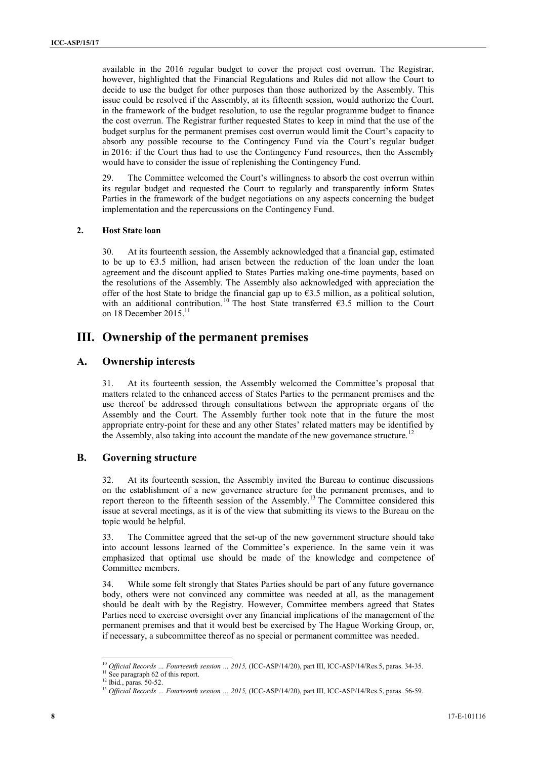available in the 2016 regular budget to cover the project cost overrun. The Registrar, however, highlighted that the Financial Regulations and Rules did not allow the Court to decide to use the budget for other purposes than those authorized by the Assembly. This issue could be resolved if the Assembly, at its fifteenth session, would authorize the Court, in the framework of the budget resolution, to use the regular programme budget to finance the cost overrun. The Registrar further requested States to keep in mind that the use of the budget surplus for the permanent premises cost overrun would limit the Court's capacity to absorb any possible recourse to the Contingency Fund via the Court's regular budget in 2016: if the Court thus had to use the Contingency Fund resources, then the Assembly would have to consider the issue of replenishing the Contingency Fund.

29. The Committee welcomed the Court's willingness to absorb the cost overrun within its regular budget and requested the Court to regularly and transparently inform States Parties in the framework of the budget negotiations on any aspects concerning the budget implementation and the repercussions on the Contingency Fund.

### 2. Host State loan

30. At its fourteenth session, the Assembly acknowledged that a financial gap, estimated to be up to €3.5 million, had arisen between the reduction of the loan under the loan agreement and the discount applied to States Parties making one-time payments, based on the resolutions of the Assembly. The Assembly also acknowledged with appreciation the offer of the host State to bridge the financial gap up to €3.5 million, as a political solution, with an additional contribution.[10] The host State transferred €3.5 million to the Court on 18 December 2015.[11]

# III. Ownership of the permanent premises

## A. Ownership interests

31. At its fourteenth session, the Assembly welcomed the Committee's proposal that matters related to the enhanced access of States Parties to the permanent premises and the use thereof be addressed through consultations between the appropriate organs of the Assembly and the Court. The Assembly further took note that in the future the most appropriate entry-point for these and any other States' related matters may be identified by the Assembly, also taking into account the mandate of the new governance structure.[12]

## B. Governing structure

32. At its fourteenth session, the Assembly invited the Bureau to continue discussions on the establishment of a new governance structure for the permanent premises, and to report thereon to the fifteenth session of the Assembly.[13] The Committee considered this issue at several meetings, as it is of the view that submitting its views to the Bureau on the topic would be helpful.

33. The Committee agreed that the set-up of the new government structure should take into account lessons learned of the Committee's experience. In the same vein it was emphasized that optimal use should be made of the knowledge and competence of Committee members.

34. While some felt strongly that States Parties should be part of any future governance body, others were not convinced any committee was needed at all, as the management should be dealt with by the Registry. However, Committee members agreed that States Parties need to exercise oversight over any financial implications of the management of the permanent premises and that it would best be exercised by The Hague Working Group, or, if necessary, a subcommittee thereof as no special or permanent committee was needed.

---

[10] *Official Records … Fourteenth session … 2015,* (ICC-ASP/14/20), part III, ICC-ASP/14/Res.5, paras. 34-35.
[11] See paragraph 62 of this report.
[12] Ibid., paras. 50-52.
[13] *Official Records … Fourteenth session … 2015,* (ICC-ASP/14/20), part III, ICC-ASP/14/Res.5, paras. 56-59.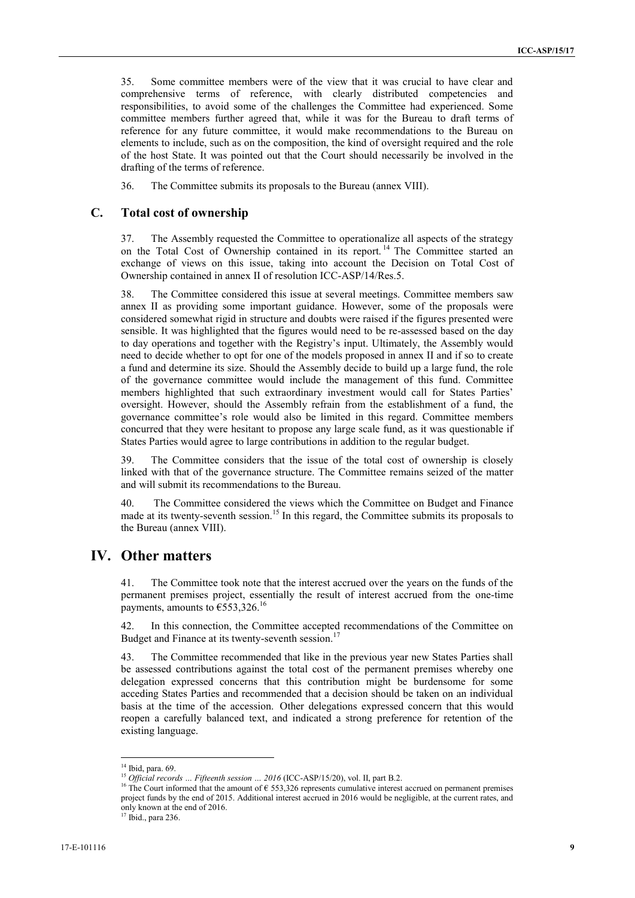35. Some committee members were of the view that it was crucial to have clear and comprehensive terms of reference, with clearly distributed competencies and responsibilities, to avoid some of the challenges the Committee had experienced. Some committee members further agreed that, while it was for the Bureau to draft terms of reference for any future committee, it would make recommendations to the Bureau on elements to include, such as on the composition, the kind of oversight required and the role of the host State. It was pointed out that the Court should necessarily be involved in the drafting of the terms of reference.

36. The Committee submits its proposals to the Bureau (annex VIII).

## C. Total cost of ownership

37. The Assembly requested the Committee to operationalize all aspects of the strategy on the Total Cost of Ownership contained in its report.[14] The Committee started an exchange of views on this issue, taking into account the Decision on Total Cost of Ownership contained in annex II of resolution ICC-ASP/14/Res.5.

38. The Committee considered this issue at several meetings. Committee members saw annex II as providing some important guidance. However, some of the proposals were considered somewhat rigid in structure and doubts were raised if the figures presented were sensible. It was highlighted that the figures would need to be re-assessed based on the day to day operations and together with the Registry's input. Ultimately, the Assembly would need to decide whether to opt for one of the models proposed in annex II and if so to create a fund and determine its size. Should the Assembly decide to build up a large fund, the role of the governance committee would include the management of this fund. Committee members highlighted that such extraordinary investment would call for States Parties' oversight. However, should the Assembly refrain from the establishment of a fund, the governance committee's role would also be limited in this regard. Committee members concurred that they were hesitant to propose any large scale fund, as it was questionable if States Parties would agree to large contributions in addition to the regular budget.

39. The Committee considers that the issue of the total cost of ownership is closely linked with that of the governance structure. The Committee remains seized of the matter and will submit its recommendations to the Bureau.

40. The Committee considered the views which the Committee on Budget and Finance made at its twenty-seventh session.[15] In this regard, the Committee submits its proposals to the Bureau (annex VIII).

# IV. Other matters

41. The Committee took note that the interest accrued over the years on the funds of the permanent premises project, essentially the result of interest accrued from the one-time payments, amounts to €553,326.[16]

42. In this connection, the Committee accepted recommendations of the Committee on Budget and Finance at its twenty-seventh session.[17]

43. The Committee recommended that like in the previous year new States Parties shall be assessed contributions against the total cost of the permanent premises whereby one delegation expressed concerns that this contribution might be burdensome for some acceding States Parties and recommended that a decision should be taken on an individual basis at the time of the accession. Other delegations expressed concern that this would reopen a carefully balanced text, and indicated a strong preference for retention of the existing language.

---

[14] Ibid, para. 69.

[15] *Official records … Fifteenth session … 2016* (ICC-ASP/15/20), vol. II, part B.2.

[16] The Court informed that the amount of € 553,326 represents cumulative interest accrued on permanent premises project funds by the end of 2015. Additional interest accrued in 2016 would be negligible, at the current rates, and only known at the end of 2016.

[17] Ibid., para 236.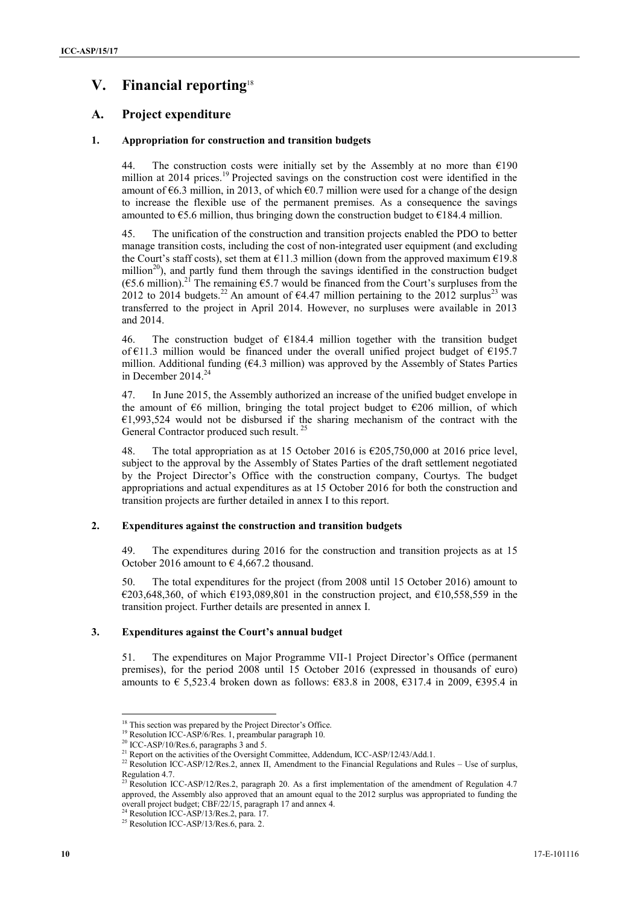# V. Financial reporting[18]

## A. Project expenditure

### 1. Appropriation for construction and transition budgets

44. The construction costs were initially set by the Assembly at no more than €190 million at 2014 prices.[19] Projected savings on the construction cost were identified in the amount of €6.3 million, in 2013, of which €0.7 million were used for a change of the design to increase the flexible use of the permanent premises. As a consequence the savings amounted to €5.6 million, thus bringing down the construction budget to €184.4 million.

45. The unification of the construction and transition projects enabled the PDO to better manage transition costs, including the cost of non-integrated user equipment (and excluding the Court's staff costs), set them at €11.3 million (down from the approved maximum €19.8 million[20]), and partly fund them through the savings identified in the construction budget (€5.6 million).[21] The remaining €5.7 would be financed from the Court's surpluses from the 2012 to 2014 budgets.[22] An amount of €4.47 million pertaining to the 2012 surplus[23] was transferred to the project in April 2014. However, no surpluses were available in 2013 and 2014.

46. The construction budget of €184.4 million together with the transition budget of €11.3 million would be financed under the overall unified project budget of €195.7 million. Additional funding (€4.3 million) was approved by the Assembly of States Parties in December 2014.[24]

47. In June 2015, the Assembly authorized an increase of the unified budget envelope in the amount of €6 million, bringing the total project budget to €206 million, of which €1,993,524 would not be disbursed if the sharing mechanism of the contract with the General Contractor produced such result.[25]

48. The total appropriation as at 15 October 2016 is €205,750,000 at 2016 price level, subject to the approval by the Assembly of States Parties of the draft settlement negotiated by the Project Director's Office with the construction company, Courtys. The budget appropriations and actual expenditures as at 15 October 2016 for both the construction and transition projects are further detailed in annex I to this report.

### 2. Expenditures against the construction and transition budgets

49. The expenditures during 2016 for the construction and transition projects as at 15 October 2016 amount to € 4,667.2 thousand.

50. The total expenditures for the project (from 2008 until 15 October 2016) amount to €203,648,360, of which €193,089,801 in the construction project, and €10,558,559 in the transition project. Further details are presented in annex I.

### 3. Expenditures against the Court's annual budget

51. The expenditures on Major Programme VII-1 Project Director's Office (permanent premises), for the period 2008 until 15 October 2016 (expressed in thousands of euro) amounts to € 5,523.4 broken down as follows: €83.8 in 2008, €317.4 in 2009, €395.4 in

---

[18] This section was prepared by the Project Director's Office.

[19] Resolution ICC-ASP/6/Res. 1, preambular paragraph 10.

[20] ICC-ASP/10/Res.6, paragraphs 3 and 5.

[21] Report on the activities of the Oversight Committee, Addendum, ICC-ASP/12/43/Add.1.

[22] Resolution ICC-ASP/12/Res.2, annex II, Amendment to the Financial Regulations and Rules – Use of surplus, Regulation 4.7.

[23] Resolution ICC-ASP/12/Res.2, paragraph 20. As a first implementation of the amendment of Regulation 4.7 approved, the Assembly also approved that an amount equal to the 2012 surplus was appropriated to funding the overall project budget; CBF/22/15, paragraph 17 and annex 4.

[24] Resolution ICC-ASP/13/Res.2, para. 17.

[25] Resolution ICC-ASP/13/Res.6, para. 2.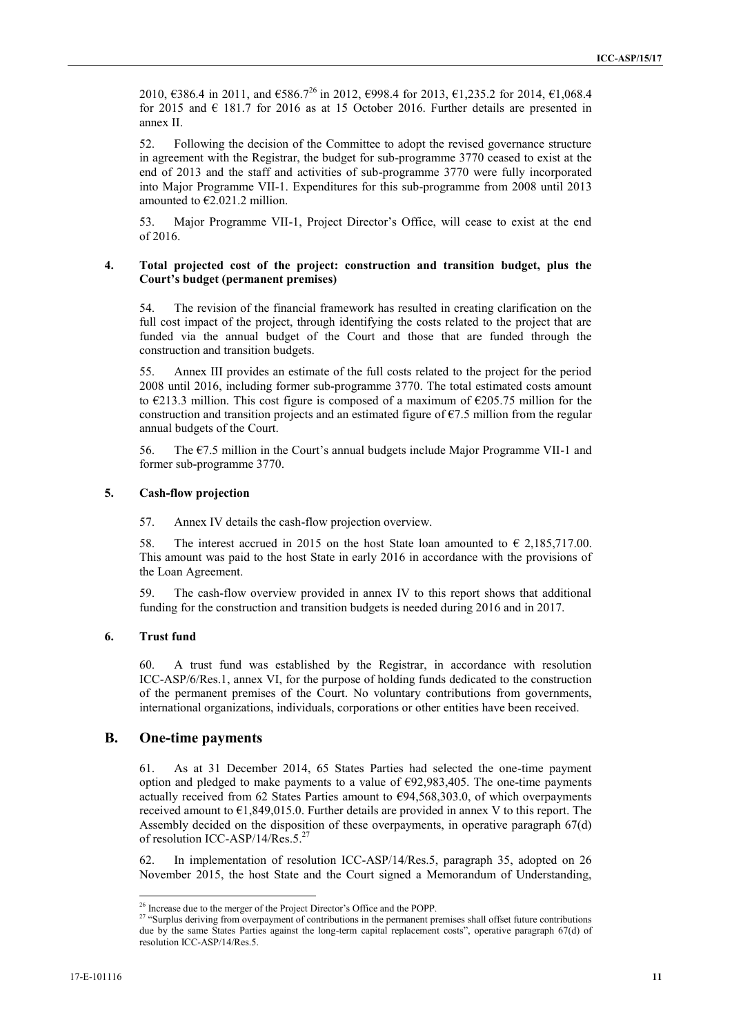2010, €386.4 in 2011, and €586.7[26] in 2012, €998.4 for 2013, €1,235.2 for 2014, €1,068.4 for 2015 and € 181.7 for 2016 as at 15 October 2016. Further details are presented in annex II.

52. Following the decision of the Committee to adopt the revised governance structure in agreement with the Registrar, the budget for sub-programme 3770 ceased to exist at the end of 2013 and the staff and activities of sub-programme 3770 were fully incorporated into Major Programme VII-1. Expenditures for this sub-programme from 2008 until 2013 amounted to €2.021.2 million.

53. Major Programme VII-1, Project Director's Office, will cease to exist at the end of 2016.

### 4. Total projected cost of the project: construction and transition budget, plus the Court's budget (permanent premises)

54. The revision of the financial framework has resulted in creating clarification on the full cost impact of the project, through identifying the costs related to the project that are funded via the annual budget of the Court and those that are funded through the construction and transition budgets.

55. Annex III provides an estimate of the full costs related to the project for the period 2008 until 2016, including former sub-programme 3770. The total estimated costs amount to €213.3 million. This cost figure is composed of a maximum of €205.75 million for the construction and transition projects and an estimated figure of €7.5 million from the regular annual budgets of the Court.

56. The €7.5 million in the Court's annual budgets include Major Programme VII-1 and former sub-programme 3770.

### 5. Cash-flow projection

57. Annex IV details the cash-flow projection overview.

58. The interest accrued in 2015 on the host State loan amounted to € 2,185,717.00. This amount was paid to the host State in early 2016 in accordance with the provisions of the Loan Agreement.

59. The cash-flow overview provided in annex IV to this report shows that additional funding for the construction and transition budgets is needed during 2016 and in 2017.

### 6. Trust fund

60. A trust fund was established by the Registrar, in accordance with resolution ICC-ASP/6/Res.1, annex VI, for the purpose of holding funds dedicated to the construction of the permanent premises of the Court. No voluntary contributions from governments, international organizations, individuals, corporations or other entities have been received.

## B. One-time payments

61. As at 31 December 2014, 65 States Parties had selected the one-time payment option and pledged to make payments to a value of €92,983,405. The one-time payments actually received from 62 States Parties amount to €94,568,303.0, of which overpayments received amount to €1,849,015.0. Further details are provided in annex V to this report. The Assembly decided on the disposition of these overpayments, in operative paragraph 67(d) of resolution ICC-ASP/14/Res.5.[27]

62. In implementation of resolution ICC-ASP/14/Res.5, paragraph 35, adopted on 26 November 2015, the host State and the Court signed a Memorandum of Understanding,

---

[26] Increase due to the merger of the Project Director's Office and the POPP.

[27] "Surplus deriving from overpayment of contributions in the permanent premises shall offset future contributions due by the same States Parties against the long-term capital replacement costs", operative paragraph 67(d) of resolution ICC-ASP/14/Res.5.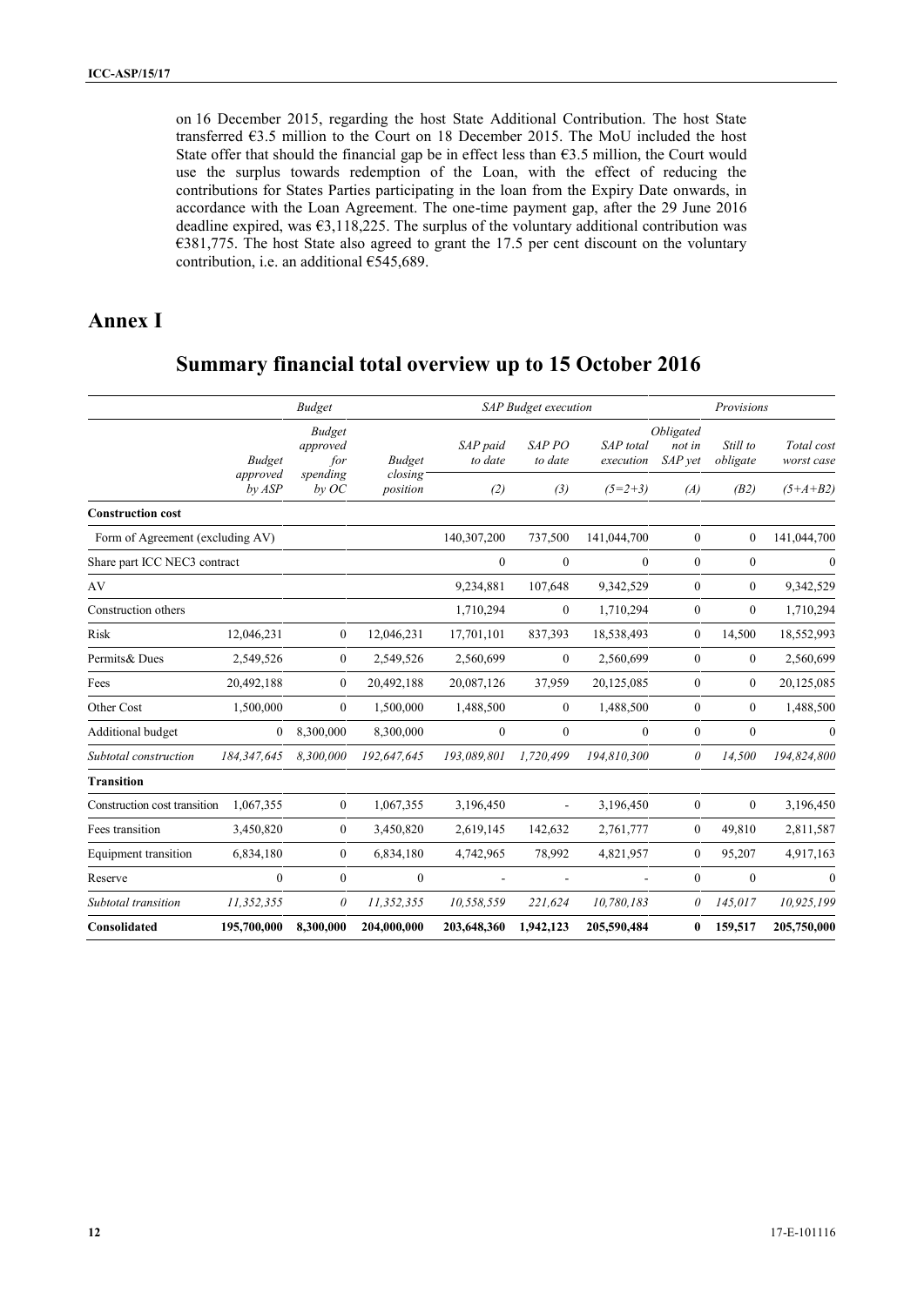on 16 December 2015, regarding the host State Additional Contribution. The host State transferred €3.5 million to the Court on 18 December 2015. The MoU included the host State offer that should the financial gap be in effect less than €3.5 million, the Court would use the surplus towards redemption of the Loan, with the effect of reducing the contributions for States Parties participating in the loan from the Expiry Date onwards, in accordance with the Loan Agreement. The one-time payment gap, after the 29 June 2016 deadline expired, was €3,118,225. The surplus of the voluntary additional contribution was €381,775. The host State also agreed to grant the 17.5 per cent discount on the voluntary contribution, i.e. an additional €545,689.

# Annex I

## Summary financial total overview up to 15 October 2016

| | *Budget* | | | *SAP Budget execution* | | | *Provisions* | | |
|---|---|---|---|---|---|---|---|---|---|
| | *Budget approved by ASP* | *Budget approved for spending by OC* | *Budget closing position* | *SAP paid to date* (2) | *SAP PO to date* (3) | *SAP total execution* (5=2+3) | *Obligated not in SAP yet* (A) | *Still to obligate* (B2) | *Total cost worst case* (5+A+B2) |
| **Construction cost** | | | | | | | | | |
| Form of Agreement (excluding AV) | | | | 140,307,200 | 737,500 | 141,044,700 | 0 | 0 | 141,044,700 |
| Share part ICC NEC3 contract | | | | 0 | 0 | 0 | 0 | 0 | 0 |
| AV | | | | 9,234,881 | 107,648 | 9,342,529 | 0 | 0 | 9,342,529 |
| Construction others | | | | 1,710,294 | 0 | 1,710,294 | 0 | 0 | 1,710,294 |
| Risk | 12,046,231 | 0 | 12,046,231 | 17,701,101 | 837,393 | 18,538,493 | 0 | 14,500 | 18,552,993 |
| Permits& Dues | 2,549,526 | 0 | 2,549,526 | 2,560,699 | 0 | 2,560,699 | 0 | 0 | 2,560,699 |
| Fees | 20,492,188 | 0 | 20,492,188 | 20,087,126 | 37,959 | 20,125,085 | 0 | 0 | 20,125,085 |
| Other Cost | 1,500,000 | 0 | 1,500,000 | 1,488,500 | 0 | 1,488,500 | 0 | 0 | 1,488,500 |
| Additional budget | 0 | 8,300,000 | 8,300,000 | 0 | 0 | 0 | 0 | 0 | 0 |
| *Subtotal construction* | *184,347,645* | *8,300,000* | *192,647,645* | *193,089,801* | *1,720,499* | *194,810,300* | *0* | *14,500* | *194,824,800* |
| **Transition** | | | | | | | | | |
| Construction cost transition | 1,067,355 | 0 | 1,067,355 | 3,196,450 | - | 3,196,450 | 0 | 0 | 3,196,450 |
| Fees transition | 3,450,820 | 0 | 3,450,820 | 2,619,145 | 142,632 | 2,761,777 | 0 | 49,810 | 2,811,587 |
| Equipment transition | 6,834,180 | 0 | 6,834,180 | 4,742,965 | 78,992 | 4,821,957 | 0 | 95,207 | 4,917,163 |
| Reserve | 0 | 0 | 0 | - | - | - | 0 | 0 | 0 |
| *Subtotal transition* | *11,352,355* | *0* | *11,352,355* | *10,558,559* | *221,624* | *10,780,183* | *0* | *145,017* | *10,925,199* |
| **Consolidated** | **195,700,000** | **8,300,000** | **204,000,000** | **203,648,360** | **1,942,123** | **205,590,484** | **0** | **159,517** | **205,750,000** |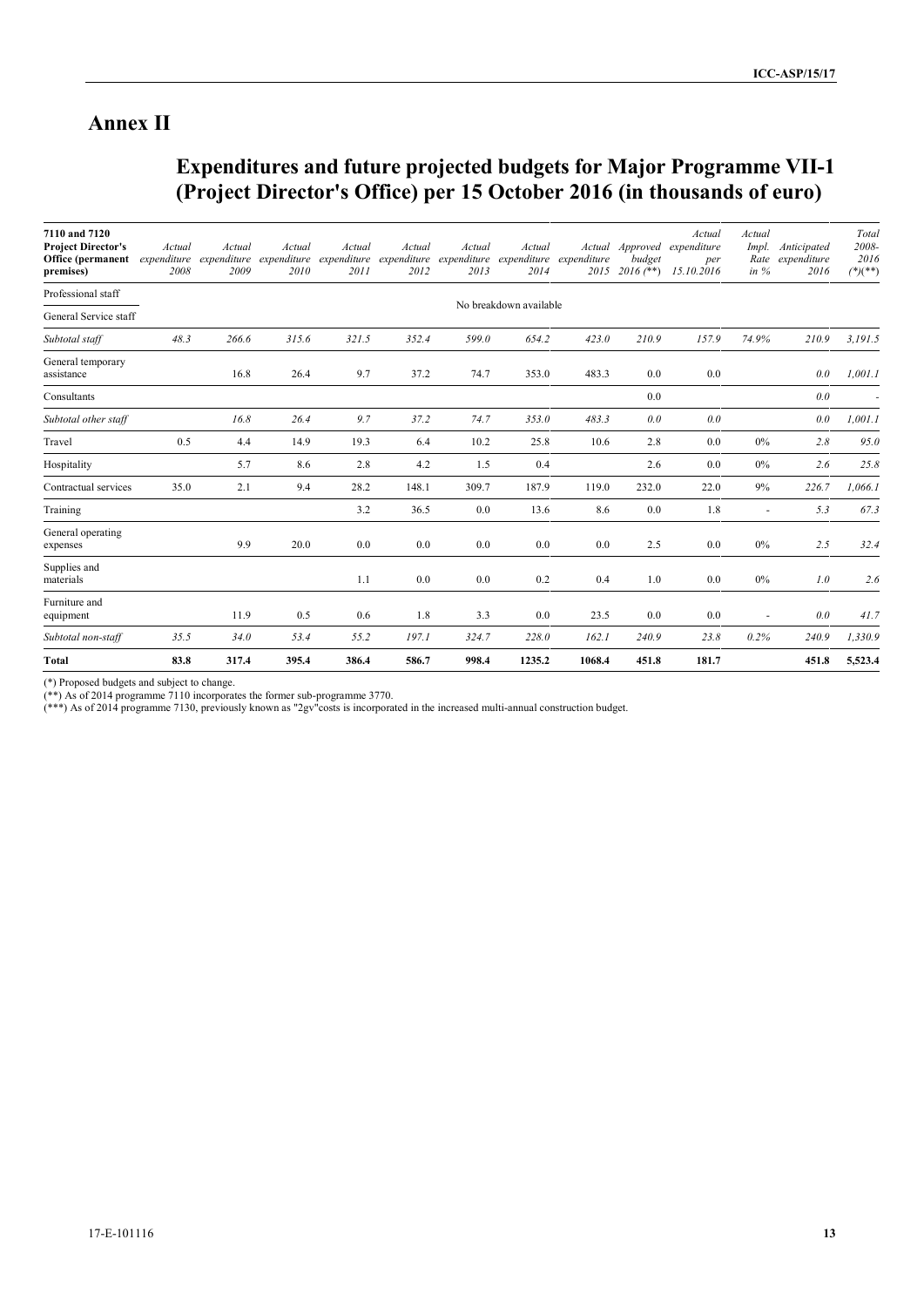# Annex II

## Expenditures and future projected budgets for Major Programme VII-1 (Project Director's Office) per 15 October 2016 (in thousands of euro)

| 7110 and 7120 Project Director's Office (permanent premises) | *Actual expenditure 2008* | *Actual expenditure 2009* | *Actual expenditure 2010* | *Actual expenditure 2011* | *Actual expenditure 2012* | *Actual expenditure 2013* | *Actual expenditure 2014* | *Actual expenditure 2015* | *Approved budget 2016 (\*\*)* | *Actual expenditure per 15.10.2016* | *Actual Impl. Rate in %* | *Anticipated expenditure 2016* | *Total 2008-2016 (\*)(\*\*)* |
|---|---|---|---|---|---|---|---|---|---|---|---|---|---|
| Professional staff | | | | | | No breakdown available | | | | | | | |
| General Service staff | | | | | | | | | | | | | |
| *Subtotal staff* | *48.3* | *266.6* | *315.6* | *321.5* | *352.4* | *599.0* | *654.2* | *423.0* | *210.9* | *157.9* | *74.9%* | *210.9* | *3,191.5* |
| General temporary assistance | | 16.8 | 26.4 | 9.7 | 37.2 | 74.7 | 353.0 | 483.3 | 0.0 | 0.0 | | *0.0* | *1,001.1* |
| Consultants | | | | | | | | | 0.0 | | | *0.0* | - |
| *Subtotal other staff* | | *16.8* | *26.4* | *9.7* | *37.2* | *74.7* | *353.0* | *483.3* | *0.0* | *0.0* | | *0.0* | *1,001.1* |
| Travel | 0.5 | 4.4 | 14.9 | 19.3 | 6.4 | 10.2 | 25.8 | 10.6 | 2.8 | 0.0 | 0% | *2.8* | *95.0* |
| Hospitality | | 5.7 | 8.6 | 2.8 | 4.2 | 1.5 | 0.4 | | 2.6 | 0.0 | 0% | *2.6* | *25.8* |
| Contractual services | 35.0 | 2.1 | 9.4 | 28.2 | 148.1 | 309.7 | 187.9 | 119.0 | 232.0 | 22.0 | 9% | *226.7* | *1,066.1* |
| Training | | | | 3.2 | 36.5 | 0.0 | 13.6 | 8.6 | 0.0 | 1.8 | - | *5.3* | *67.3* |
| General operating expenses | | 9.9 | 20.0 | 0.0 | 0.0 | 0.0 | 0.0 | 0.0 | 2.5 | 0.0 | 0% | *2.5* | *32.4* |
| Supplies and materials | | | | 1.1 | 0.0 | 0.0 | 0.2 | 0.4 | 1.0 | 0.0 | 0% | *1.0* | *2.6* |
| Furniture and equipment | | 11.9 | 0.5 | 0.6 | 1.8 | 3.3 | 0.0 | 23.5 | 0.0 | 0.0 | - | *0.0* | *41.7* |
| *Subtotal non-staff* | *35.5* | *34.0* | *53.4* | *55.2* | *197.1* | *324.7* | *228.0* | *162.1* | *240.9* | *23.8* | *0.2%* | *240.9* | *1,330.9* |
| **Total** | **83.8** | **317.4** | **395.4** | **386.4** | **586.7** | **998.4** | **1235.2** | **1068.4** | **451.8** | **181.7** | | **451.8** | **5,523.4** |

(\*) Proposed budgets and subject to change.

(\*\*) As of 2014 programme 7110 incorporates the former sub-programme 3770.

(\*\*\*) As of 2014 programme 7130, previously known as "2gv"costs is incorporated in the increased multi-annual construction budget.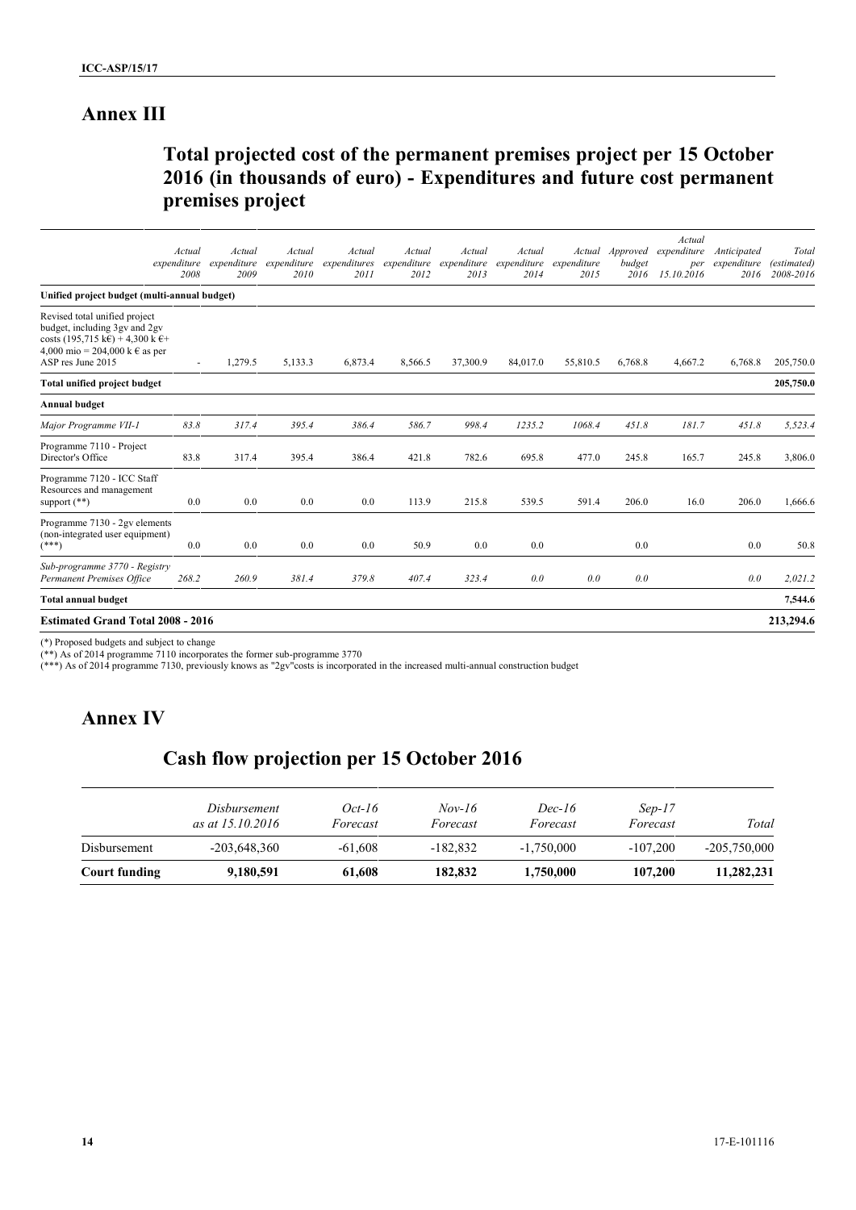# Annex III

## Total projected cost of the permanent premises project per 15 October 2016 (in thousands of euro) - Expenditures and future cost permanent premises project

| | *Actual expenditure 2008* | *Actual expenditure 2009* | *Actual expenditure 2010* | *Actual expenditures 2011* | *Actual expenditure 2012* | *Actual expenditure 2013* | *Actual expenditure 2014* | *Actual expenditure 2015* | *Approved budget 2016* | *Actual expenditure per 15.10.2016* | *Anticipated expenditure 2016* | *Total (estimated) 2008-2016* |
|---|---|---|---|---|---|---|---|---|---|---|---|---|
| **Unified project budget (multi-annual budget)** | | | | | | | | | | | | |
| Revised total unified project budget, including 3gv and 2gv costs (195,715 k€) + 4,300 k €+ 4,000 mio = 204,000 k € as per ASP res June 2015 | - | 1,279.5 | 5,133.3 | 6,873.4 | 8,566.5 | 37,300.9 | 84,017.0 | 55,810.5 | 6,768.8 | 4,667.2 | 6,768.8 | 205,750.0 |
| **Total unified project budget** | | | | | | | | | | | | **205,750.0** |
| **Annual budget** | | | | | | | | | | | | |
| *Major Programme VII-1* | *83.8* | *317.4* | *395.4* | *386.4* | *586.7* | *998.4* | *1235.2* | *1068.4* | *451.8* | *181.7* | *451.8* | *5,523.4* |
| Programme 7110 - Project Director's Office | 83.8 | 317.4 | 395.4 | 386.4 | 421.8 | 782.6 | 695.8 | 477.0 | 245.8 | 165.7 | 245.8 | 3,806.0 |
| Programme 7120 - ICC Staff Resources and management support (**) | 0.0 | 0.0 | 0.0 | 0.0 | 113.9 | 215.8 | 539.5 | 591.4 | 206.0 | 16.0 | 206.0 | 1,666.6 |
| Programme 7130 - 2gv elements (non-integrated user equipment) (***) | 0.0 | 0.0 | 0.0 | 0.0 | 50.9 | 0.0 | 0.0 | | 0.0 | | 0.0 | 50.8 |
| *Sub-programme 3770 - Registry Permanent Premises Office* | *268.2* | *260.9* | *381.4* | *379.8* | *407.4* | *323.4* | *0.0* | *0.0* | *0.0* | | *0.0* | *2,021.2* |
| **Total annual budget** | | | | | | | | | | | | **7,544.6** |
| **Estimated Grand Total 2008 - 2016** | | | | | | | | | | | | **213,294.6** |

(*) Proposed budgets and subject to change
(**) As of 2014 programme 7110 incorporates the former sub-programme 3770
(***) As of 2014 programme 7130, previously knows as "2gv"costs is incorporated in the increased multi-annual construction budget

# Annex IV

## Cash flow projection per 15 October 2016

| | *Disbursement as at 15.10.2016* | *Oct-16 Forecast* | *Nov-16 Forecast* | *Dec-16 Forecast* | *Sep-17 Forecast* | *Total* |
|---|---|---|---|---|---|---|
| Disbursement | -203,648,360 | -61,608 | -182,832 | -1,750,000 | -107,200 | -205,750,000 |
| **Court funding** | **9,180,591** | **61,608** | **182,832** | **1,750,000** | **107,200** | **11,282,231** |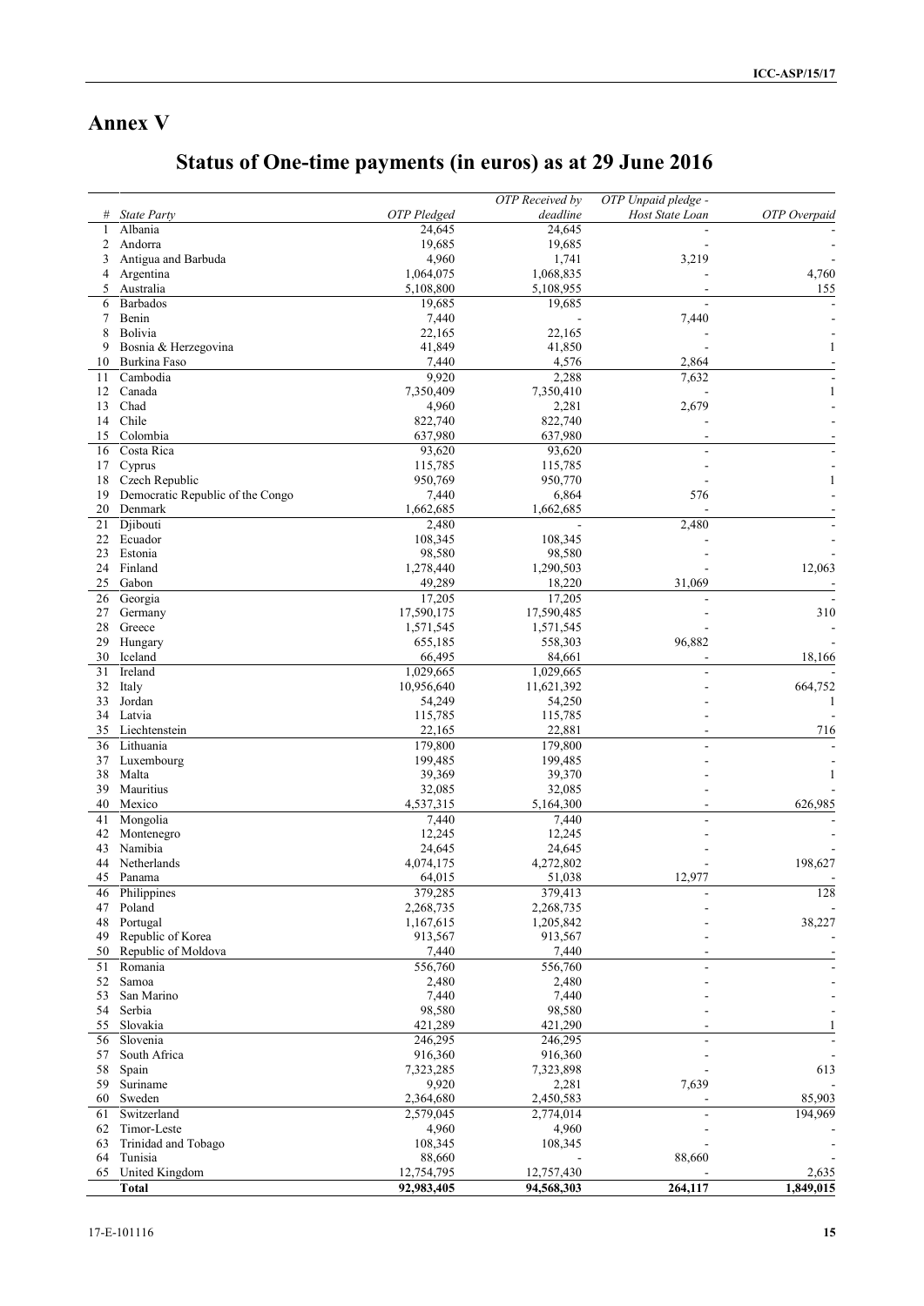# Annex V

## Status of One-time payments (in euros) as at 29 June 2016

| # | State Party | OTP Pledged | OTP Received by deadline | OTP Unpaid pledge - Host State Loan | OTP Overpaid |
|---|---|---|---|---|---|
| 1 | Albania | 24,645 | 24,645 | - | - |
| 2 | Andorra | 19,685 | 19,685 | - | - |
| 3 | Antigua and Barbuda | 4,960 | 1,741 | 3,219 | - |
| 4 | Argentina | 1,064,075 | 1,068,835 | - | 4,760 |
| 5 | Australia | 5,108,800 | 5,108,955 | - | 155 |
| 6 | Barbados | 19,685 | 19,685 | - | - |
| 7 | Benin | 7,440 | - | 7,440 | - |
| 8 | Bolivia | 22,165 | 22,165 | - | - |
| 9 | Bosnia & Herzegovina | 41,849 | 41,850 | - | 1 |
| 10 | Burkina Faso | 7,440 | 4,576 | 2,864 | - |
| 11 | Cambodia | 9,920 | 2,288 | 7,632 | - |
| 12 | Canada | 7,350,409 | 7,350,410 | - | 1 |
| 13 | Chad | 4,960 | 2,281 | 2,679 | - |
| 14 | Chile | 822,740 | 822,740 | - | - |
| 15 | Colombia | 637,980 | 637,980 | - | - |
| 16 | Costa Rica | 93,620 | 93,620 | - | - |
| 17 | Cyprus | 115,785 | 115,785 | - | - |
| 18 | Czech Republic | 950,769 | 950,770 | - | 1 |
| 19 | Democratic Republic of the Congo | 7,440 | 6,864 | 576 | - |
| 20 | Denmark | 1,662,685 | 1,662,685 | - | - |
| 21 | Djibouti | 2,480 | - | 2,480 | - |
| 22 | Ecuador | 108,345 | 108,345 | - | - |
| 23 | Estonia | 98,580 | 98,580 | - | - |
| 24 | Finland | 1,278,440 | 1,290,503 | - | 12,063 |
| 25 | Gabon | 49,289 | 18,220 | 31,069 | - |
| 26 | Georgia | 17,205 | 17,205 | - | - |
| 27 | Germany | 17,590,175 | 17,590,485 | - | 310 |
| 28 | Greece | 1,571,545 | 1,571,545 | - | - |
| 29 | Hungary | 655,185 | 558,303 | 96,882 | - |
| 30 | Iceland | 66,495 | 84,661 | - | 18,166 |
| 31 | Ireland | 1,029,665 | 1,029,665 | - | - |
| 32 | Italy | 10,956,640 | 11,621,392 | - | 664,752 |
| 33 | Jordan | 54,249 | 54,250 | - | 1 |
| 34 | Latvia | 115,785 | 115,785 | - | - |
| 35 | Liechtenstein | 22,165 | 22,881 | - | 716 |
| 36 | Lithuania | 179,800 | 179,800 | - | - |
| 37 | Luxembourg | 199,485 | 199,485 | - | - |
| 38 | Malta | 39,369 | 39,370 | - | 1 |
| 39 | Mauritius | 32,085 | 32,085 | - | - |
| 40 | Mexico | 4,537,315 | 5,164,300 | - | 626,985 |
| 41 | Mongolia | 7,440 | 7,440 | - | - |
| 42 | Montenegro | 12,245 | 12,245 | - | - |
| 43 | Namibia | 24,645 | 24,645 | - | - |
| 44 | Netherlands | 4,074,175 | 4,272,802 | - | 198,627 |
| 45 | Panama | 64,015 | 51,038 | 12,977 | - |
| 46 | Philippines | 379,285 | 379,413 | - | 128 |
| 47 | Poland | 2,268,735 | 2,268,735 | - | - |
| 48 | Portugal | 1,167,615 | 1,205,842 | - | 38,227 |
| 49 | Republic of Korea | 913,567 | 913,567 | - | - |
| 50 | Republic of Moldova | 7,440 | 7,440 | - | - |
| 51 | Romania | 556,760 | 556,760 | - | - |
| 52 | Samoa | 2,480 | 2,480 | - | - |
| 53 | San Marino | 7,440 | 7,440 | - | - |
| 54 | Serbia | 98,580 | 98,580 | - | - |
| 55 | Slovakia | 421,289 | 421,290 | - | 1 |
| 56 | Slovenia | 246,295 | 246,295 | - | - |
| 57 | South Africa | 916,360 | 916,360 | - | - |
| 58 | Spain | 7,323,285 | 7,323,898 | - | 613 |
| 59 | Suriname | 9,920 | 2,281 | 7,639 | - |
| 60 | Sweden | 2,364,680 | 2,450,583 | - | 85,903 |
| 61 | Switzerland | 2,579,045 | 2,774,014 | - | 194,969 |
| 62 | Timor-Leste | 4,960 | 4,960 | - | - |
| 63 | Trinidad and Tobago | 108,345 | 108,345 | - | - |
| 64 | Tunisia | 88,660 | - | 88,660 | - |
| 65 | United Kingdom | 12,754,795 | 12,757,430 | - | 2,635 |
| | **Total** | **92,983,405** | **94,568,303** | **264,117** | **1,849,015** |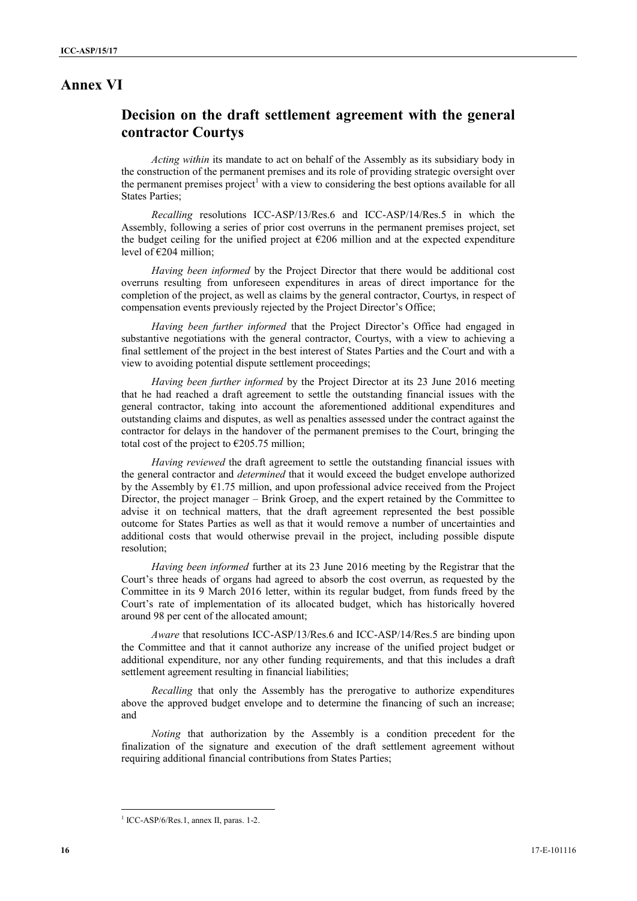# Annex VI

## Decision on the draft settlement agreement with the general contractor Courtys

*Acting within* its mandate to act on behalf of the Assembly as its subsidiary body in the construction of the permanent premises and its role of providing strategic oversight over the permanent premises project[1] with a view to considering the best options available for all States Parties;

*Recalling* resolutions ICC-ASP/13/Res.6 and ICC-ASP/14/Res.5 in which the Assembly, following a series of prior cost overruns in the permanent premises project, set the budget ceiling for the unified project at €206 million and at the expected expenditure level of €204 million;

*Having been informed* by the Project Director that there would be additional cost overruns resulting from unforeseen expenditures in areas of direct importance for the completion of the project, as well as claims by the general contractor, Courtys, in respect of compensation events previously rejected by the Project Director's Office;

*Having been further informed* that the Project Director's Office had engaged in substantive negotiations with the general contractor, Courtys, with a view to achieving a final settlement of the project in the best interest of States Parties and the Court and with a view to avoiding potential dispute settlement proceedings;

*Having been further informed* by the Project Director at its 23 June 2016 meeting that he had reached a draft agreement to settle the outstanding financial issues with the general contractor, taking into account the aforementioned additional expenditures and outstanding claims and disputes, as well as penalties assessed under the contract against the contractor for delays in the handover of the permanent premises to the Court, bringing the total cost of the project to €205.75 million;

*Having reviewed* the draft agreement to settle the outstanding financial issues with the general contractor and *determined* that it would exceed the budget envelope authorized by the Assembly by €1.75 million, and upon professional advice received from the Project Director, the project manager – Brink Groep, and the expert retained by the Committee to advise it on technical matters, that the draft agreement represented the best possible outcome for States Parties as well as that it would remove a number of uncertainties and additional costs that would otherwise prevail in the project, including possible dispute resolution;

*Having been informed* further at its 23 June 2016 meeting by the Registrar that the Court's three heads of organs had agreed to absorb the cost overrun, as requested by the Committee in its 9 March 2016 letter, within its regular budget, from funds freed by the Court's rate of implementation of its allocated budget, which has historically hovered around 98 per cent of the allocated amount;

*Aware* that resolutions ICC-ASP/13/Res.6 and ICC-ASP/14/Res.5 are binding upon the Committee and that it cannot authorize any increase of the unified project budget or additional expenditure, nor any other funding requirements, and that this includes a draft settlement agreement resulting in financial liabilities;

*Recalling* that only the Assembly has the prerogative to authorize expenditures above the approved budget envelope and to determine the financing of such an increase; and

*Noting* that authorization by the Assembly is a condition precedent for the finalization of the signature and execution of the draft settlement agreement without requiring additional financial contributions from States Parties;

---

[1] ICC-ASP/6/Res.1, annex II, paras. 1-2.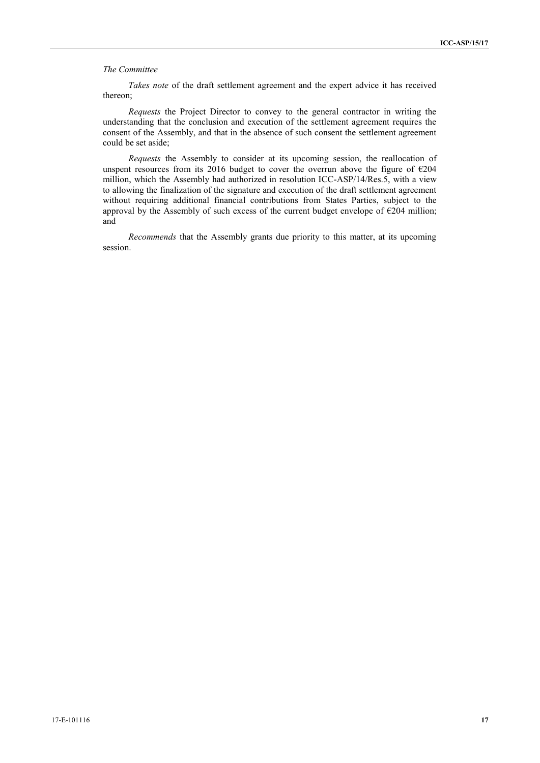*The Committee*

*Takes note* of the draft settlement agreement and the expert advice it has received thereon;

*Requests* the Project Director to convey to the general contractor in writing the understanding that the conclusion and execution of the settlement agreement requires the consent of the Assembly, and that in the absence of such consent the settlement agreement could be set aside;

*Requests* the Assembly to consider at its upcoming session, the reallocation of unspent resources from its 2016 budget to cover the overrun above the figure of €204 million, which the Assembly had authorized in resolution ICC-ASP/14/Res.5, with a view to allowing the finalization of the signature and execution of the draft settlement agreement without requiring additional financial contributions from States Parties, subject to the approval by the Assembly of such excess of the current budget envelope of €204 million; and

*Recommends* that the Assembly grants due priority to this matter, at its upcoming session.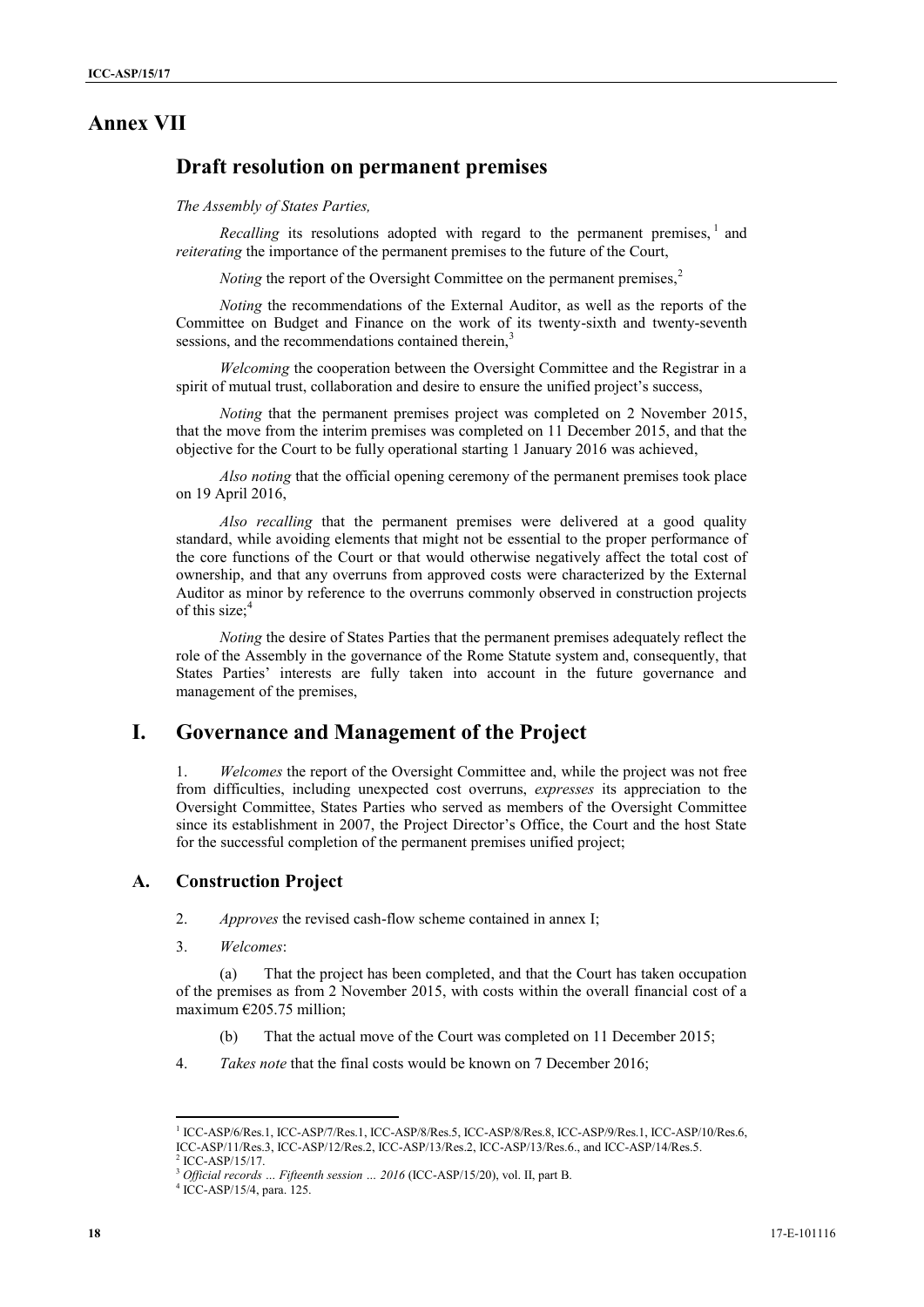# Annex VII

## Draft resolution on permanent premises

*The Assembly of States Parties,*

*Recalling* its resolutions adopted with regard to the permanent premises,[1] and *reiterating* the importance of the permanent premises to the future of the Court,

*Noting* the report of the Oversight Committee on the permanent premises,[2]

*Noting* the recommendations of the External Auditor, as well as the reports of the Committee on Budget and Finance on the work of its twenty-sixth and twenty-seventh sessions, and the recommendations contained therein,[3]

*Welcoming* the cooperation between the Oversight Committee and the Registrar in a spirit of mutual trust, collaboration and desire to ensure the unified project's success,

*Noting* that the permanent premises project was completed on 2 November 2015, that the move from the interim premises was completed on 11 December 2015, and that the objective for the Court to be fully operational starting 1 January 2016 was achieved,

*Also noting* that the official opening ceremony of the permanent premises took place on 19 April 2016,

*Also recalling* that the permanent premises were delivered at a good quality standard, while avoiding elements that might not be essential to the proper performance of the core functions of the Court or that would otherwise negatively affect the total cost of ownership, and that any overruns from approved costs were characterized by the External Auditor as minor by reference to the overruns commonly observed in construction projects of this size;[4]

*Noting* the desire of States Parties that the permanent premises adequately reflect the role of the Assembly in the governance of the Rome Statute system and, consequently, that States Parties' interests are fully taken into account in the future governance and management of the premises,

## I. Governance and Management of the Project

1. *Welcomes* the report of the Oversight Committee and, while the project was not free from difficulties, including unexpected cost overruns, *expresses* its appreciation to the Oversight Committee, States Parties who served as members of the Oversight Committee since its establishment in 2007, the Project Director's Office, the Court and the host State for the successful completion of the permanent premises unified project;

### A. Construction Project

2. *Approves* the revised cash-flow scheme contained in annex I;

3. *Welcomes*:

   (a) That the project has been completed, and that the Court has taken occupation of the premises as from 2 November 2015, with costs within the overall financial cost of a maximum €205.75 million;

   (b) That the actual move of the Court was completed on 11 December 2015;

4. *Takes note* that the final costs would be known on 7 December 2016;

---

[1] ICC-ASP/6/Res.1, ICC-ASP/7/Res.1, ICC-ASP/8/Res.5, ICC-ASP/8/Res.8, ICC-ASP/9/Res.1, ICC-ASP/10/Res.6, ICC-ASP/11/Res.3, ICC-ASP/12/Res.2, ICC-ASP/13/Res.2, ICC-ASP/13/Res.6., and ICC-ASP/14/Res.5.

[2] ICC-ASP/15/17.

[3] *Official records … Fifteenth session … 2016* (ICC-ASP/15/20), vol. II, part B.

[4] ICC-ASP/15/4, para. 125.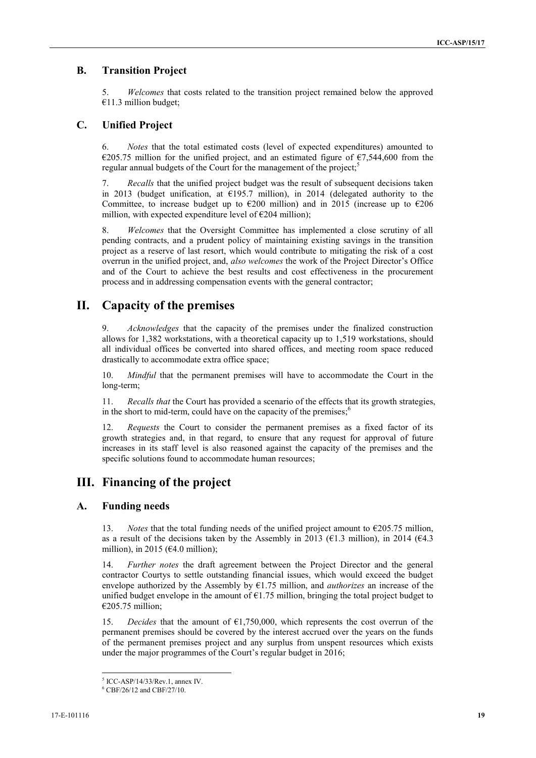## B. Transition Project

5. *Welcomes* that costs related to the transition project remained below the approved €11.3 million budget;

## C. Unified Project

6. *Notes* that the total estimated costs (level of expected expenditures) amounted to €205.75 million for the unified project, and an estimated figure of €7,544,600 from the regular annual budgets of the Court for the management of the project;[5]

7. *Recalls* that the unified project budget was the result of subsequent decisions taken in 2013 (budget unification, at €195.7 million), in 2014 (delegated authority to the Committee, to increase budget up to €200 million) and in 2015 (increase up to €206 million, with expected expenditure level of €204 million);

8. *Welcomes* that the Oversight Committee has implemented a close scrutiny of all pending contracts, and a prudent policy of maintaining existing savings in the transition project as a reserve of last resort, which would contribute to mitigating the risk of a cost overrun in the unified project, and, *also welcomes* the work of the Project Director's Office and of the Court to achieve the best results and cost effectiveness in the procurement process and in addressing compensation events with the general contractor;

# II. Capacity of the premises

9. *Acknowledges* that the capacity of the premises under the finalized construction allows for 1,382 workstations, with a theoretical capacity up to 1,519 workstations, should all individual offices be converted into shared offices, and meeting room space reduced drastically to accommodate extra office space;

10. *Mindful* that the permanent premises will have to accommodate the Court in the long-term;

11. *Recalls that* the Court has provided a scenario of the effects that its growth strategies, in the short to mid-term, could have on the capacity of the premises;[6]

12. *Requests* the Court to consider the permanent premises as a fixed factor of its growth strategies and, in that regard, to ensure that any request for approval of future increases in its staff level is also reasoned against the capacity of the premises and the specific solutions found to accommodate human resources;

# III. Financing of the project

## A. Funding needs

13. *Notes* that the total funding needs of the unified project amount to €205.75 million, as a result of the decisions taken by the Assembly in 2013 (€1.3 million), in 2014 (€4.3 million), in 2015 (€4.0 million);

14. *Further notes* the draft agreement between the Project Director and the general contractor Courtys to settle outstanding financial issues, which would exceed the budget envelope authorized by the Assembly by €1.75 million, and *authorizes* an increase of the unified budget envelope in the amount of €1.75 million, bringing the total project budget to €205.75 million;

15. *Decides* that the amount of €1,750,000, which represents the cost overrun of the permanent premises should be covered by the interest accrued over the years on the funds of the permanent premises project and any surplus from unspent resources which exists under the major programmes of the Court's regular budget in 2016;

---

[5] ICC-ASP/14/33/Rev.1, annex IV.

[6] CBF/26/12 and CBF/27/10.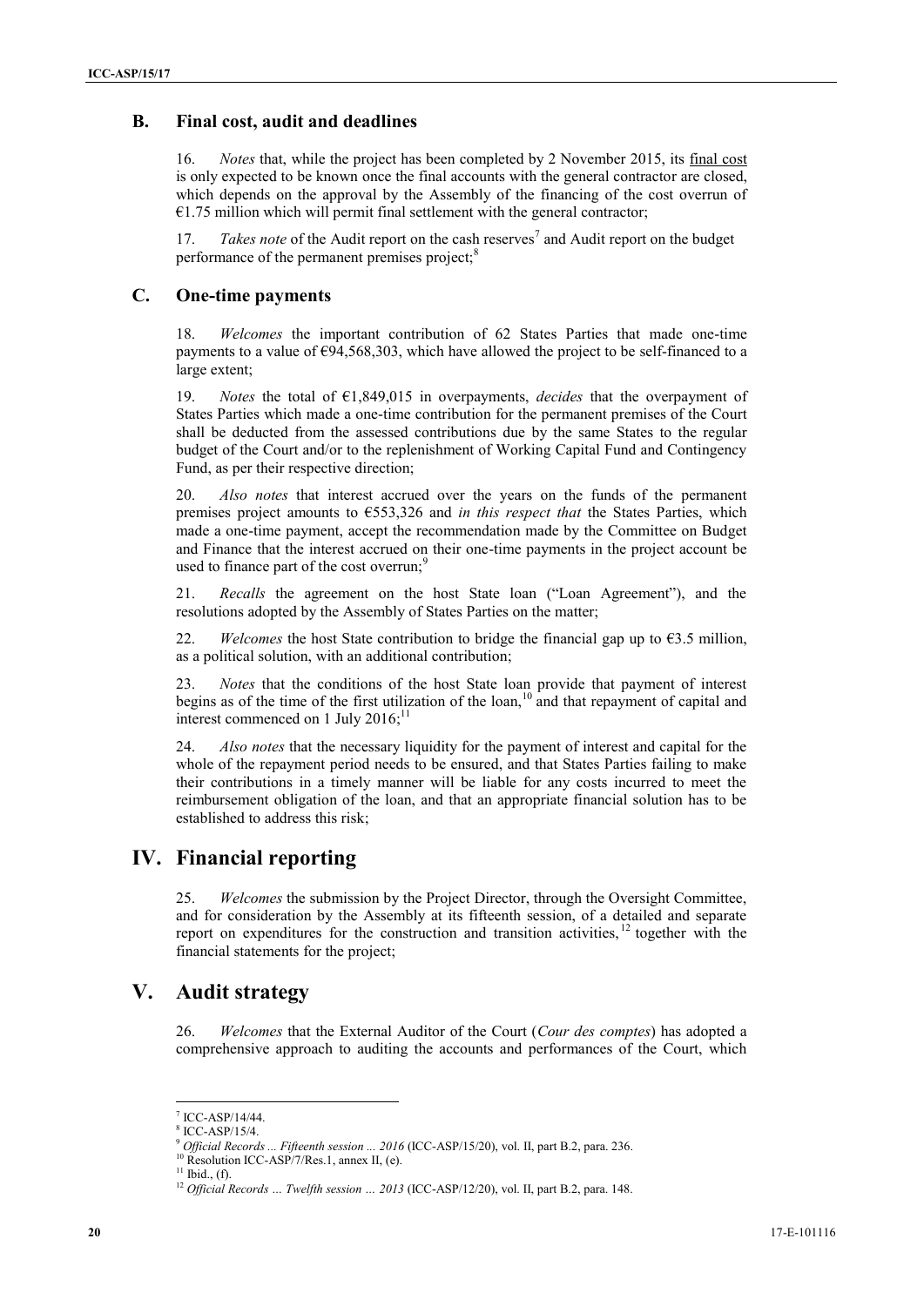## B. Final cost, audit and deadlines

16. *Notes* that, while the project has been completed by 2 November 2015, its final cost is only expected to be known once the final accounts with the general contractor are closed, which depends on the approval by the Assembly of the financing of the cost overrun of €1.75 million which will permit final settlement with the general contractor;

17. *Takes note* of the Audit report on the cash reserves[7] and Audit report on the budget performance of the permanent premises project;[8]

## C. One-time payments

18. *Welcomes* the important contribution of 62 States Parties that made one-time payments to a value of €94,568,303, which have allowed the project to be self-financed to a large extent;

19. *Notes* the total of €1,849,015 in overpayments, *decides* that the overpayment of States Parties which made a one-time contribution for the permanent premises of the Court shall be deducted from the assessed contributions due by the same States to the regular budget of the Court and/or to the replenishment of Working Capital Fund and Contingency Fund, as per their respective direction;

20. *Also notes* that interest accrued over the years on the funds of the permanent premises project amounts to €553,326 and *in this respect that* the States Parties, which made a one-time payment, accept the recommendation made by the Committee on Budget and Finance that the interest accrued on their one-time payments in the project account be used to finance part of the cost overrun;[9]

21. *Recalls* the agreement on the host State loan ("Loan Agreement"), and the resolutions adopted by the Assembly of States Parties on the matter;

22. *Welcomes* the host State contribution to bridge the financial gap up to €3.5 million, as a political solution, with an additional contribution;

23. *Notes* that the conditions of the host State loan provide that payment of interest begins as of the time of the first utilization of the loan,[10] and that repayment of capital and interest commenced on 1 July 2016;[11]

24. *Also notes* that the necessary liquidity for the payment of interest and capital for the whole of the repayment period needs to be ensured, and that States Parties failing to make their contributions in a timely manner will be liable for any costs incurred to meet the reimbursement obligation of the loan, and that an appropriate financial solution has to be established to address this risk;

# IV. Financial reporting

25. *Welcomes* the submission by the Project Director, through the Oversight Committee, and for consideration by the Assembly at its fifteenth session, of a detailed and separate report on expenditures for the construction and transition activities,[12] together with the financial statements for the project;

# V. Audit strategy

26. *Welcomes* that the External Auditor of the Court (*Cour des comptes*) has adopted a comprehensive approach to auditing the accounts and performances of the Court, which

---

[7] ICC-ASP/14/44.

[8] ICC-ASP/15/4.

[9] *Official Records ... Fifteenth session ... 2016* (ICC-ASP/15/20), vol. II, part B.2, para. 236.

[10] Resolution ICC-ASP/7/Res.1, annex II, (e).

[11] Ibid., (f).

[12] *Official Records … Twelfth session … 2013* (ICC-ASP/12/20), vol. II, part B.2, para. 148.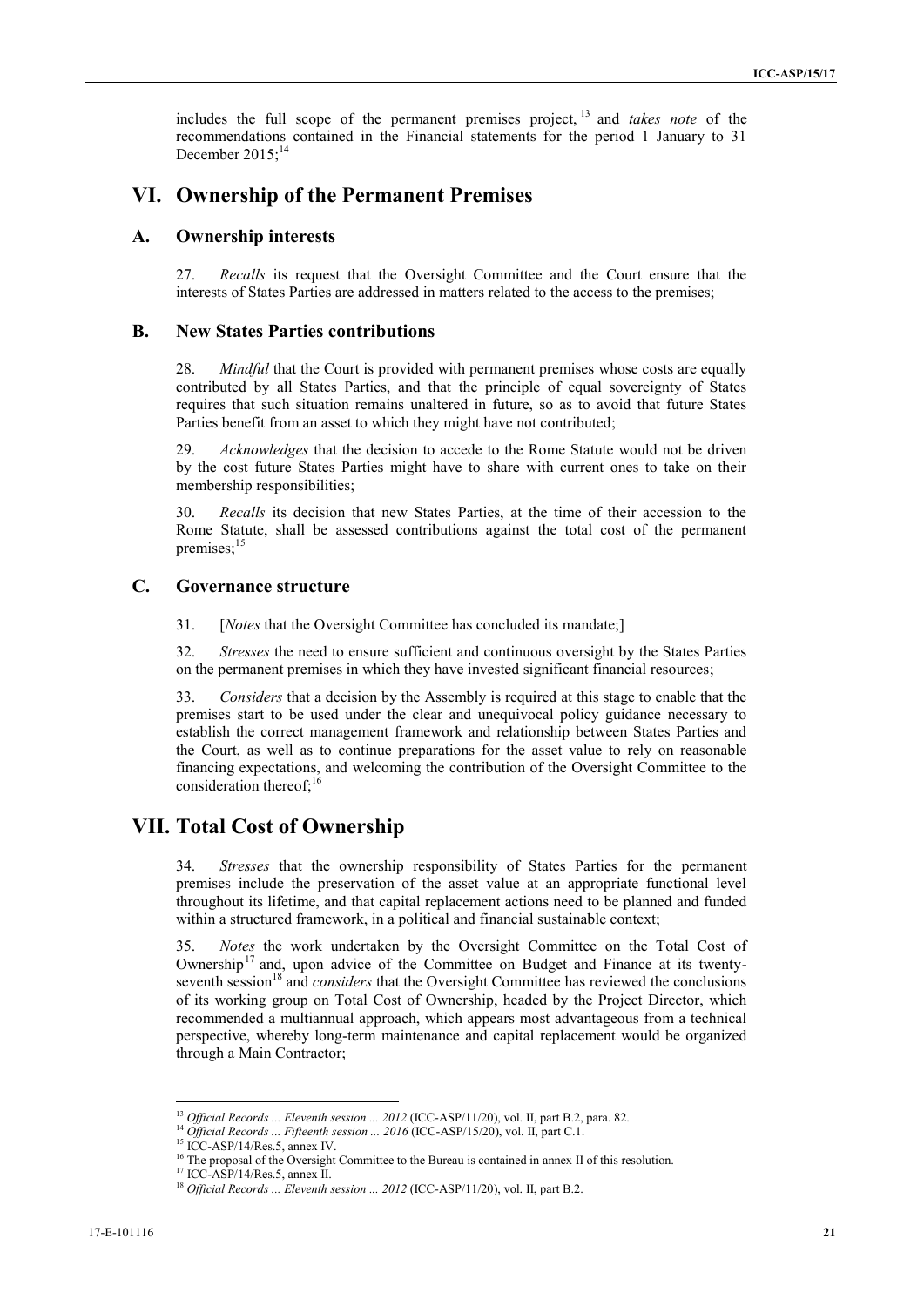includes the full scope of the permanent premises project,[13] and *takes note* of the recommendations contained in the Financial statements for the period 1 January to 31 December 2015;[14]

# VI. Ownership of the Permanent Premises

## A. Ownership interests

27. *Recalls* its request that the Oversight Committee and the Court ensure that the interests of States Parties are addressed in matters related to the access to the premises;

## B. New States Parties contributions

28. *Mindful* that the Court is provided with permanent premises whose costs are equally contributed by all States Parties, and that the principle of equal sovereignty of States requires that such situation remains unaltered in future, so as to avoid that future States Parties benefit from an asset to which they might have not contributed;

29. *Acknowledges* that the decision to accede to the Rome Statute would not be driven by the cost future States Parties might have to share with current ones to take on their membership responsibilities;

30. *Recalls* its decision that new States Parties, at the time of their accession to the Rome Statute, shall be assessed contributions against the total cost of the permanent premises;[15]

## C. Governance structure

31. [*Notes* that the Oversight Committee has concluded its mandate;]

32. *Stresses* the need to ensure sufficient and continuous oversight by the States Parties on the permanent premises in which they have invested significant financial resources;

33. *Considers* that a decision by the Assembly is required at this stage to enable that the premises start to be used under the clear and unequivocal policy guidance necessary to establish the correct management framework and relationship between States Parties and the Court, as well as to continue preparations for the asset value to rely on reasonable financing expectations, and welcoming the contribution of the Oversight Committee to the consideration thereof;[16]

# VII. Total Cost of Ownership

34. *Stresses* that the ownership responsibility of States Parties for the permanent premises include the preservation of the asset value at an appropriate functional level throughout its lifetime, and that capital replacement actions need to be planned and funded within a structured framework, in a political and financial sustainable context;

35. *Notes* the work undertaken by the Oversight Committee on the Total Cost of Ownership[17] and, upon advice of the Committee on Budget and Finance at its twenty-seventh session[18] and *considers* that the Oversight Committee has reviewed the conclusions of its working group on Total Cost of Ownership, headed by the Project Director, which recommended a multiannual approach, which appears most advantageous from a technical perspective, whereby long-term maintenance and capital replacement would be organized through a Main Contractor;

---

[13] *Official Records ... Eleventh session ... 2012* (ICC-ASP/11/20), vol. II, part B.2, para. 82.

[14] *Official Records ... Fifteenth session ... 2016* (ICC-ASP/15/20), vol. II, part C.1.

[15] ICC-ASP/14/Res.5, annex IV.

[16] The proposal of the Oversight Committee to the Bureau is contained in annex II of this resolution.

[17] ICC-ASP/14/Res.5, annex II.

[18] *Official Records ... Eleventh session ... 2012* (ICC-ASP/11/20), vol. II, part B.2.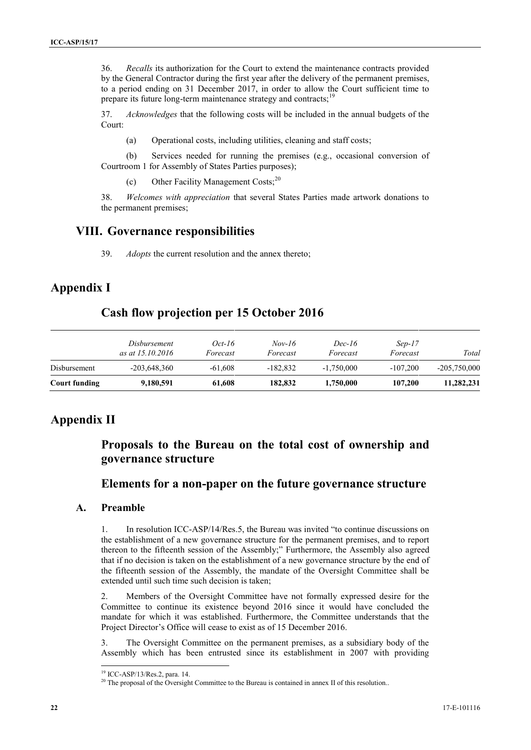36. *Recalls* its authorization for the Court to extend the maintenance contracts provided by the General Contractor during the first year after the delivery of the permanent premises, to a period ending on 31 December 2017, in order to allow the Court sufficient time to prepare its future long-term maintenance strategy and contracts;[19]

37. *Acknowledges* that the following costs will be included in the annual budgets of the Court:

(a) Operational costs, including utilities, cleaning and staff costs;

(b) Services needed for running the premises (e.g., occasional conversion of Courtroom 1 for Assembly of States Parties purposes);

(c) Other Facility Management Costs;[20]

38. *Welcomes with appreciation* that several States Parties made artwork donations to the permanent premises;

## VIII. Governance responsibilities

39. *Adopts* the current resolution and the annex thereto;

# Appendix I

## Cash flow projection per 15 October 2016

| | *Disbursement as at 15.10.2016* | *Oct-16 Forecast* | *Nov-16 Forecast* | *Dec-16 Forecast* | *Sep-17 Forecast* | *Total* |
|---|---|---|---|---|---|---|
| Disbursement | -203,648,360 | -61,608 | -182,832 | -1,750,000 | -107,200 | -205,750,000 |
| **Court funding** | **9,180,591** | **61,608** | **182,832** | **1,750,000** | **107,200** | **11,282,231** |

# Appendix II

## Proposals to the Bureau on the total cost of ownership and governance structure

## Elements for a non-paper on the future governance structure

### A. Preamble

1. In resolution ICC-ASP/14/Res.5, the Bureau was invited "to continue discussions on the establishment of a new governance structure for the permanent premises, and to report thereon to the fifteenth session of the Assembly;" Furthermore, the Assembly also agreed that if no decision is taken on the establishment of a new governance structure by the end of the fifteenth session of the Assembly, the mandate of the Oversight Committee shall be extended until such time such decision is taken;

2. Members of the Oversight Committee have not formally expressed desire for the Committee to continue its existence beyond 2016 since it would have concluded the mandate for which it was established. Furthermore, the Committee understands that the Project Director's Office will cease to exist as of 15 December 2016.

3. The Oversight Committee on the permanent premises, as a subsidiary body of the Assembly which has been entrusted since its establishment in 2007 with providing

[19] ICC-ASP/13/Res.2, para. 14.

[20] The proposal of the Oversight Committee to the Bureau is contained in annex II of this resolution..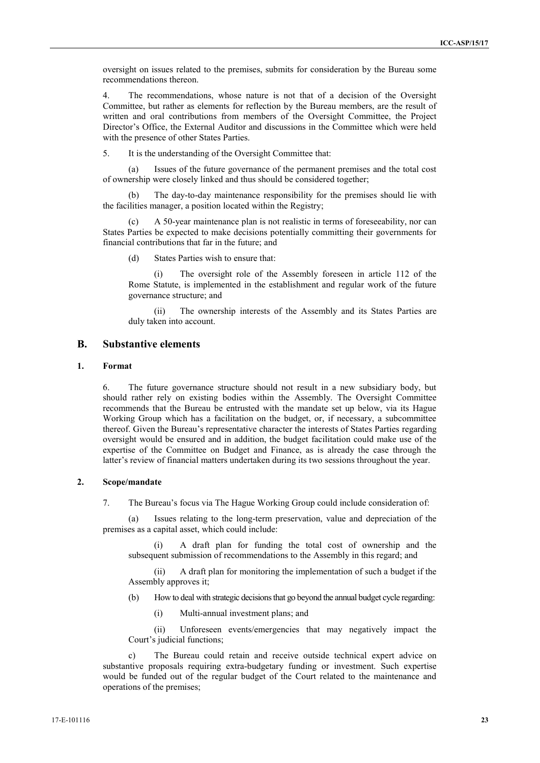oversight on issues related to the premises, submits for consideration by the Bureau some recommendations thereon.

4. The recommendations, whose nature is not that of a decision of the Oversight Committee, but rather as elements for reflection by the Bureau members, are the result of written and oral contributions from members of the Oversight Committee, the Project Director's Office, the External Auditor and discussions in the Committee which were held with the presence of other States Parties.

5. It is the understanding of the Oversight Committee that:

(a) Issues of the future governance of the permanent premises and the total cost of ownership were closely linked and thus should be considered together;

(b) The day-to-day maintenance responsibility for the premises should lie with the facilities manager, a position located within the Registry;

(c) A 50-year maintenance plan is not realistic in terms of foreseeability, nor can States Parties be expected to make decisions potentially committing their governments for financial contributions that far in the future; and

(d) States Parties wish to ensure that:

(i) The oversight role of the Assembly foreseen in article 112 of the Rome Statute, is implemented in the establishment and regular work of the future governance structure; and

(ii) The ownership interests of the Assembly and its States Parties are duly taken into account.

## B. Substantive elements

### 1. Format

6. The future governance structure should not result in a new subsidiary body, but should rather rely on existing bodies within the Assembly. The Oversight Committee recommends that the Bureau be entrusted with the mandate set up below, via its Hague Working Group which has a facilitation on the budget, or, if necessary, a subcommittee thereof. Given the Bureau's representative character the interests of States Parties regarding oversight would be ensured and in addition, the budget facilitation could make use of the expertise of the Committee on Budget and Finance, as is already the case through the latter's review of financial matters undertaken during its two sessions throughout the year.

### 2. Scope/mandate

7. The Bureau's focus via The Hague Working Group could include consideration of:

(a) Issues relating to the long-term preservation, value and depreciation of the premises as a capital asset, which could include:

(i) A draft plan for funding the total cost of ownership and the subsequent submission of recommendations to the Assembly in this regard; and

(ii) A draft plan for monitoring the implementation of such a budget if the Assembly approves it;

(b) How to deal with strategic decisions that go beyond the annual budget cycle regarding:

(i) Multi-annual investment plans; and

(ii) Unforeseen events/emergencies that may negatively impact the Court's judicial functions;

c) The Bureau could retain and receive outside technical expert advice on substantive proposals requiring extra-budgetary funding or investment. Such expertise would be funded out of the regular budget of the Court related to the maintenance and operations of the premises;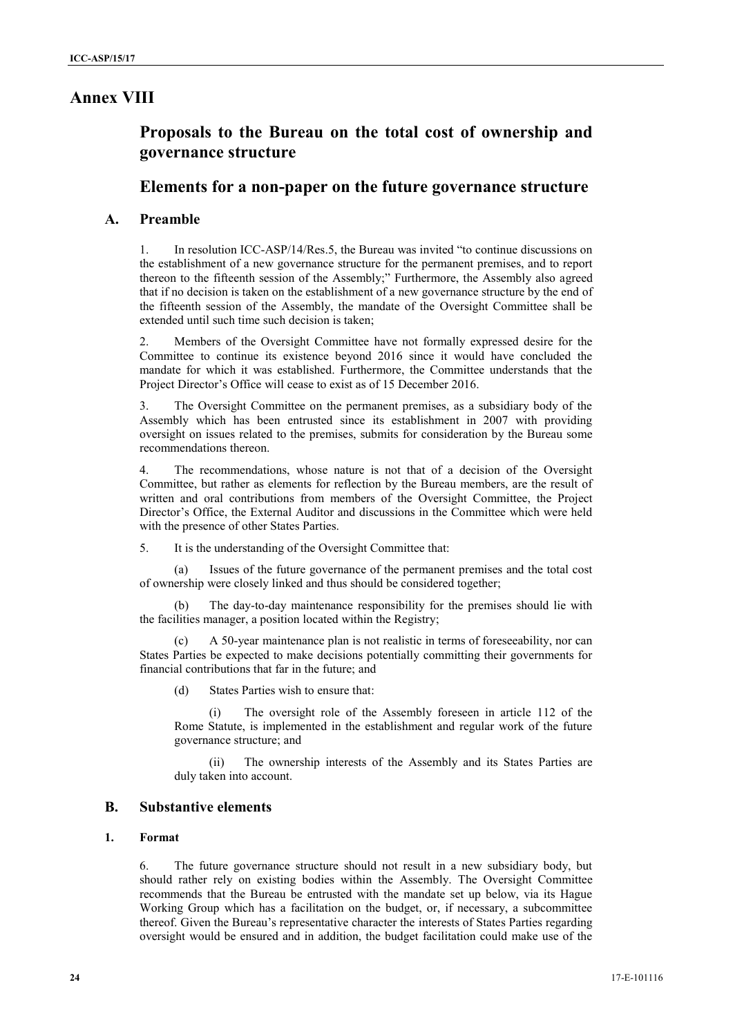# Annex VIII

## Proposals to the Bureau on the total cost of ownership and governance structure

## Elements for a non-paper on the future governance structure

### A. Preamble

1. In resolution ICC-ASP/14/Res.5, the Bureau was invited "to continue discussions on the establishment of a new governance structure for the permanent premises, and to report thereon to the fifteenth session of the Assembly;" Furthermore, the Assembly also agreed that if no decision is taken on the establishment of a new governance structure by the end of the fifteenth session of the Assembly, the mandate of the Oversight Committee shall be extended until such time such decision is taken;

2. Members of the Oversight Committee have not formally expressed desire for the Committee to continue its existence beyond 2016 since it would have concluded the mandate for which it was established. Furthermore, the Committee understands that the Project Director's Office will cease to exist as of 15 December 2016.

3. The Oversight Committee on the permanent premises, as a subsidiary body of the Assembly which has been entrusted since its establishment in 2007 with providing oversight on issues related to the premises, submits for consideration by the Bureau some recommendations thereon.

4. The recommendations, whose nature is not that of a decision of the Oversight Committee, but rather as elements for reflection by the Bureau members, are the result of written and oral contributions from members of the Oversight Committee, the Project Director's Office, the External Auditor and discussions in the Committee which were held with the presence of other States Parties.

5. It is the understanding of the Oversight Committee that:

   (a) Issues of the future governance of the permanent premises and the total cost of ownership were closely linked and thus should be considered together;

   (b) The day-to-day maintenance responsibility for the premises should lie with the facilities manager, a position located within the Registry;

   (c) A 50-year maintenance plan is not realistic in terms of foreseeability, nor can States Parties be expected to make decisions potentially committing their governments for financial contributions that far in the future; and

   (d) States Parties wish to ensure that:

      (i) The oversight role of the Assembly foreseen in article 112 of the Rome Statute, is implemented in the establishment and regular work of the future governance structure; and

      (ii) The ownership interests of the Assembly and its States Parties are duly taken into account.

### B. Substantive elements

#### 1. Format

6. The future governance structure should not result in a new subsidiary body, but should rather rely on existing bodies within the Assembly. The Oversight Committee recommends that the Bureau be entrusted with the mandate set up below, via its Hague Working Group which has a facilitation on the budget, or, if necessary, a subcommittee thereof. Given the Bureau's representative character the interests of States Parties regarding oversight would be ensured and in addition, the budget facilitation could make use of the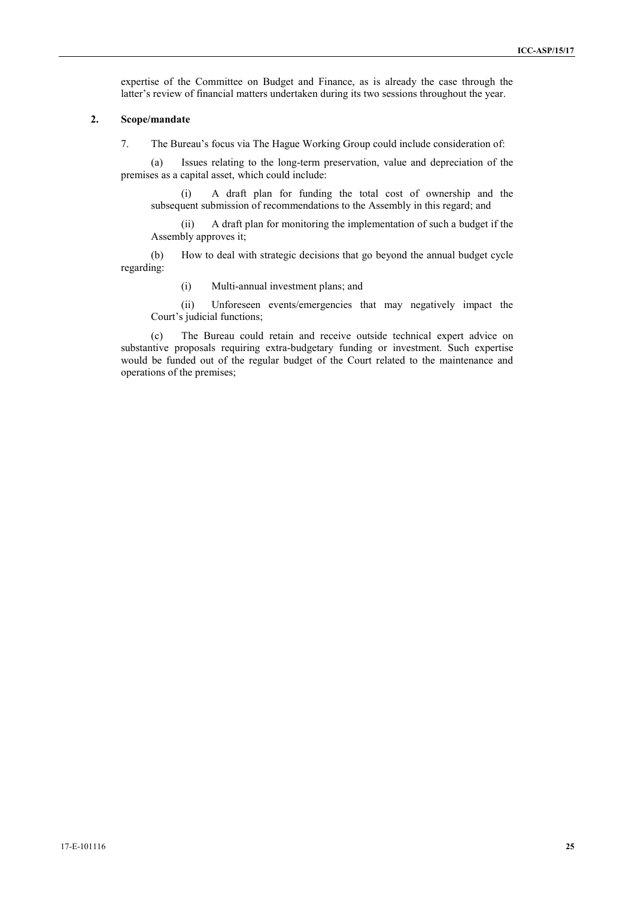expertise of the Committee on Budget and Finance, as is already the case through the latter's review of financial matters undertaken during its two sessions throughout the year.

### 2. Scope/mandate

7. The Bureau's focus via The Hague Working Group could include consideration of:

(a) Issues relating to the long-term preservation, value and depreciation of the premises as a capital asset, which could include:

(i) A draft plan for funding the total cost of ownership and the subsequent submission of recommendations to the Assembly in this regard; and

(ii) A draft plan for monitoring the implementation of such a budget if the Assembly approves it;

(b) How to deal with strategic decisions that go beyond the annual budget cycle regarding:

(i) Multi-annual investment plans; and

(ii) Unforeseen events/emergencies that may negatively impact the Court's judicial functions;

(c) The Bureau could retain and receive outside technical expert advice on substantive proposals requiring extra-budgetary funding or investment. Such expertise would be funded out of the regular budget of the Court related to the maintenance and operations of the premises;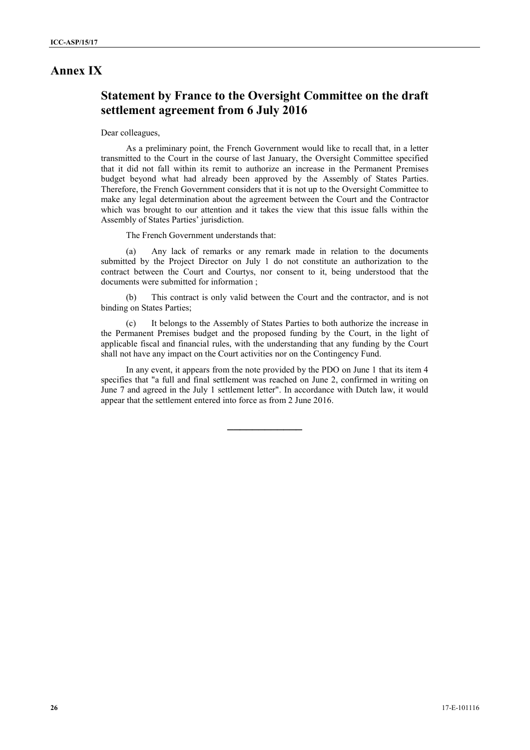# Annex IX

## Statement by France to the Oversight Committee on the draft settlement agreement from 6 July 2016

Dear colleagues,

As a preliminary point, the French Government would like to recall that, in a letter transmitted to the Court in the course of last January, the Oversight Committee specified that it did not fall within its remit to authorize an increase in the Permanent Premises budget beyond what had already been approved by the Assembly of States Parties. Therefore, the French Government considers that it is not up to the Oversight Committee to make any legal determination about the agreement between the Court and the Contractor which was brought to our attention and it takes the view that this issue falls within the Assembly of States Parties' jurisdiction.

The French Government understands that:

(a) Any lack of remarks or any remark made in relation to the documents submitted by the Project Director on July 1 do not constitute an authorization to the contract between the Court and Courtys, nor consent to it, being understood that the documents were submitted for information ;

(b) This contract is only valid between the Court and the contractor, and is not binding on States Parties;

(c) It belongs to the Assembly of States Parties to both authorize the increase in the Permanent Premises budget and the proposed funding by the Court, in the light of applicable fiscal and financial rules, with the understanding that any funding by the Court shall not have any impact on the Court activities nor on the Contingency Fund.

In any event, it appears from the note provided by the PDO on June 1 that its item 4 specifies that "a full and final settlement was reached on June 2, confirmed in writing on June 7 and agreed in the July 1 settlement letter". In accordance with Dutch law, it would appear that the settlement entered into force as from 2 June 2016.

---